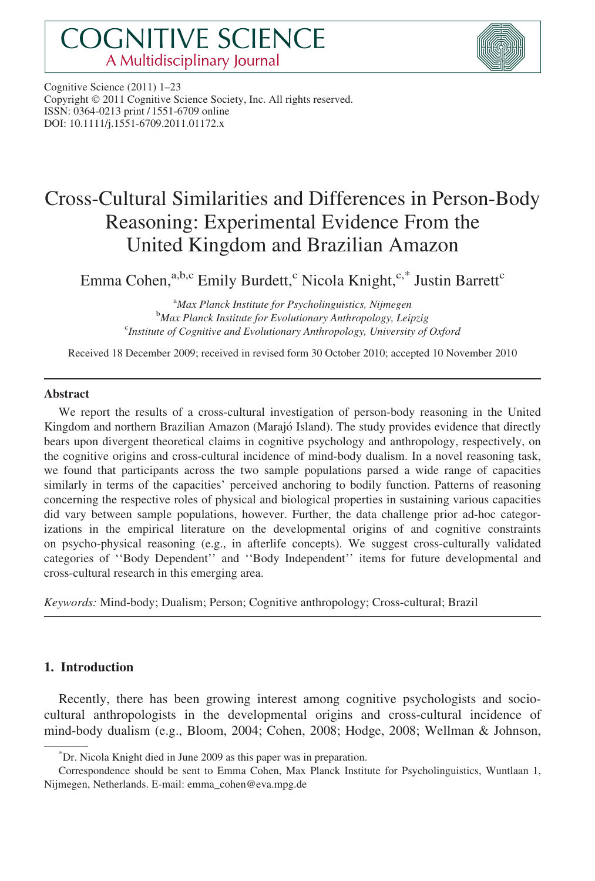Cognitive Science (2011) 1–23
Copyright © 2011 Cognitive Science Society, Inc. All rights reserved.
ISSN: 0364-0213 print / 1551-6709 online
DOI: 10.1111/j.1551-6709.2011.01172.x

# Cross-Cultural Similarities and Differences in Person-Body Reasoning: Experimental Evidence From the United Kingdom and Brazilian Amazon

Emma Cohen,[a,b,c] Emily Burdett,[c] Nicola Knight,[c,*] Justin Barrett[c]

[a]*Max Planck Institute for Psycholinguistics, Nijmegen*
[b]*Max Planck Institute for Evolutionary Anthropology, Leipzig*
[c]*Institute of Cognitive and Evolutionary Anthropology, University of Oxford*

Received 18 December 2009; received in revised form 30 October 2010; accepted 10 November 2010

## Abstract

We report the results of a cross-cultural investigation of person-body reasoning in the United Kingdom and northern Brazilian Amazon (Marajó Island). The study provides evidence that directly bears upon divergent theoretical claims in cognitive psychology and anthropology, respectively, on the cognitive origins and cross-cultural incidence of mind-body dualism. In a novel reasoning task, we found that participants across the two sample populations parsed a wide range of capacities similarly in terms of the capacities' perceived anchoring to bodily function. Patterns of reasoning concerning the respective roles of physical and biological properties in sustaining various capacities did vary between sample populations, however. Further, the data challenge prior ad-hoc categorizations in the empirical literature on the developmental origins of and cognitive constraints on psycho-physical reasoning (e.g., in afterlife concepts). We suggest cross-culturally validated categories of ''Body Dependent'' and ''Body Independent'' items for future developmental and cross-cultural research in this emerging area.

*Keywords:* Mind-body; Dualism; Person; Cognitive anthropology; Cross-cultural; Brazil

## 1. Introduction

Recently, there has been growing interest among cognitive psychologists and socio-cultural anthropologists in the developmental origins and cross-cultural incidence of mind-body dualism (e.g., Bloom, 2004; Cohen, 2008; Hodge, 2008; Wellman & Johnson,

*Dr. Nicola Knight died in June 2009 as this paper was in preparation.

Correspondence should be sent to Emma Cohen, Max Planck Institute for Psycholinguistics, Wuntlaan 1, Nijmegen, Netherlands. E-mail: emma_cohen@eva.mpg.de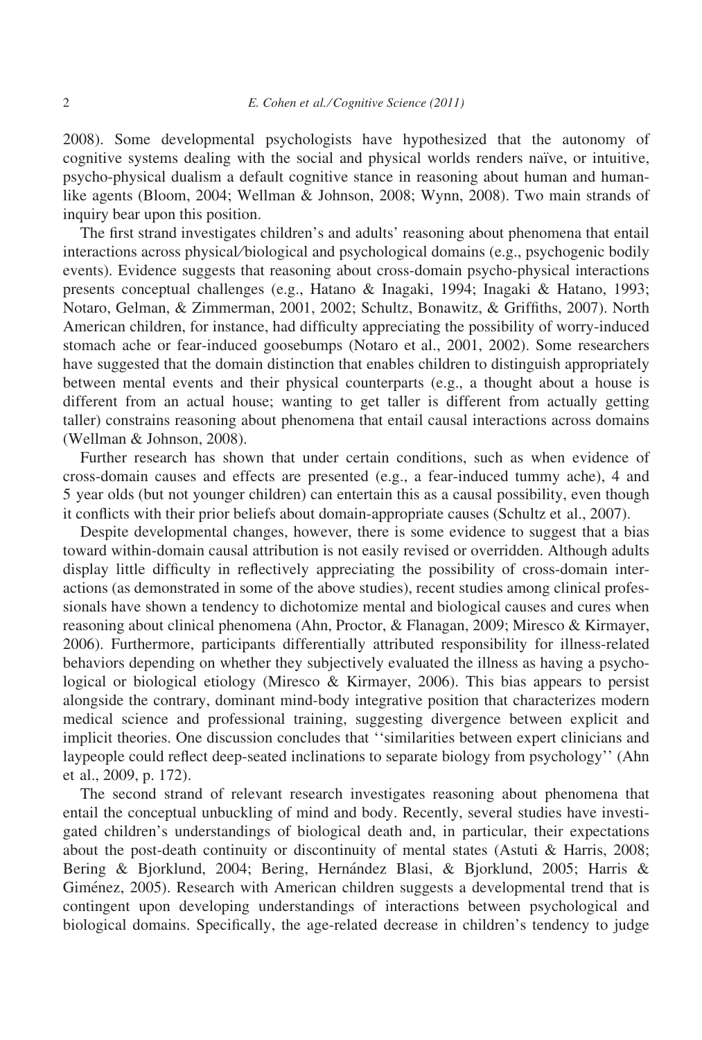2008). Some developmental psychologists have hypothesized that the autonomy of cognitive systems dealing with the social and physical worlds renders naïve, or intuitive, psycho-physical dualism a default cognitive stance in reasoning about human and human-like agents (Bloom, 2004; Wellman & Johnson, 2008; Wynn, 2008). Two main strands of inquiry bear upon this position.

The first strand investigates children's and adults' reasoning about phenomena that entail interactions across physical/biological and psychological domains (e.g., psychogenic bodily events). Evidence suggests that reasoning about cross-domain psycho-physical interactions presents conceptual challenges (e.g., Hatano & Inagaki, 1994; Inagaki & Hatano, 1993; Notaro, Gelman, & Zimmerman, 2001, 2002; Schultz, Bonawitz, & Griffiths, 2007). North American children, for instance, had difficulty appreciating the possibility of worry-induced stomach ache or fear-induced goosebumps (Notaro et al., 2001, 2002). Some researchers have suggested that the domain distinction that enables children to distinguish appropriately between mental events and their physical counterparts (e.g., a thought about a house is different from an actual house; wanting to get taller is different from actually getting taller) constrains reasoning about phenomena that entail causal interactions across domains (Wellman & Johnson, 2008).

Further research has shown that under certain conditions, such as when evidence of cross-domain causes and effects are presented (e.g., a fear-induced tummy ache), 4 and 5 year olds (but not younger children) can entertain this as a causal possibility, even though it conflicts with their prior beliefs about domain-appropriate causes (Schultz et al., 2007).

Despite developmental changes, however, there is some evidence to suggest that a bias toward within-domain causal attribution is not easily revised or overridden. Although adults display little difficulty in reflectively appreciating the possibility of cross-domain interactions (as demonstrated in some of the above studies), recent studies among clinical professionals have shown a tendency to dichotomize mental and biological causes and cures when reasoning about clinical phenomena (Ahn, Proctor, & Flanagan, 2009; Miresco & Kirmayer, 2006). Furthermore, participants differentially attributed responsibility for illness-related behaviors depending on whether they subjectively evaluated the illness as having a psychological or biological etiology (Miresco & Kirmayer, 2006). This bias appears to persist alongside the contrary, dominant mind-body integrative position that characterizes modern medical science and professional training, suggesting divergence between explicit and implicit theories. One discussion concludes that ''similarities between expert clinicians and laypeople could reflect deep-seated inclinations to separate biology from psychology'' (Ahn et al., 2009, p. 172).

The second strand of relevant research investigates reasoning about phenomena that entail the conceptual unbuckling of mind and body. Recently, several studies have investigated children's understandings of biological death and, in particular, their expectations about the post-death continuity or discontinuity of mental states (Astuti & Harris, 2008; Bering & Bjorklund, 2004; Bering, Hernández Blasi, & Bjorklund, 2005; Harris & Giménez, 2005). Research with American children suggests a developmental trend that is contingent upon developing understandings of interactions between psychological and biological domains. Specifically, the age-related decrease in children's tendency to judge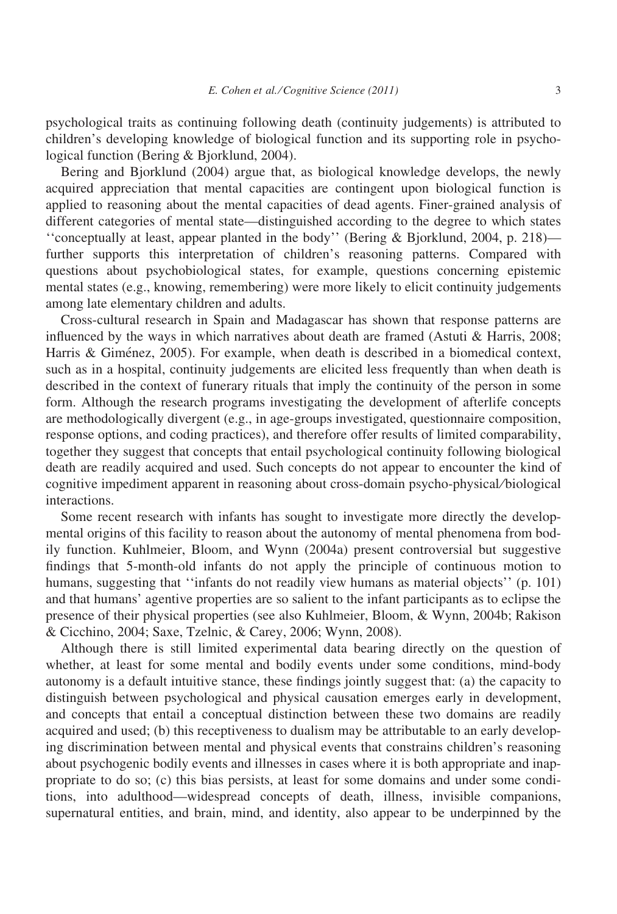psychological traits as continuing following death (continuity judgements) is attributed to children's developing knowledge of biological function and its supporting role in psychological function (Bering & Bjorklund, 2004).

Bering and Bjorklund (2004) argue that, as biological knowledge develops, the newly acquired appreciation that mental capacities are contingent upon biological function is applied to reasoning about the mental capacities of dead agents. Finer-grained analysis of different categories of mental state—distinguished according to the degree to which states ''conceptually at least, appear planted in the body'' (Bering & Bjorklund, 2004, p. 218)—further supports this interpretation of children's reasoning patterns. Compared with questions about psychobiological states, for example, questions concerning epistemic mental states (e.g., knowing, remembering) were more likely to elicit continuity judgements among late elementary children and adults.

Cross-cultural research in Spain and Madagascar has shown that response patterns are influenced by the ways in which narratives about death are framed (Astuti & Harris, 2008; Harris & Giménez, 2005). For example, when death is described in a biomedical context, such as in a hospital, continuity judgements are elicited less frequently than when death is described in the context of funerary rituals that imply the continuity of the person in some form. Although the research programs investigating the development of afterlife concepts are methodologically divergent (e.g., in age-groups investigated, questionnaire composition, response options, and coding practices), and therefore offer results of limited comparability, together they suggest that concepts that entail psychological continuity following biological death are readily acquired and used. Such concepts do not appear to encounter the kind of cognitive impediment apparent in reasoning about cross-domain psycho-physical/biological interactions.

Some recent research with infants has sought to investigate more directly the developmental origins of this facility to reason about the autonomy of mental phenomena from bodily function. Kuhlmeier, Bloom, and Wynn (2004a) present controversial but suggestive findings that 5-month-old infants do not apply the principle of continuous motion to humans, suggesting that ''infants do not readily view humans as material objects'' (p. 101) and that humans' agentive properties are so salient to the infant participants as to eclipse the presence of their physical properties (see also Kuhlmeier, Bloom, & Wynn, 2004b; Rakison & Cicchino, 2004; Saxe, Tzelnic, & Carey, 2006; Wynn, 2008).

Although there is still limited experimental data bearing directly on the question of whether, at least for some mental and bodily events under some conditions, mind-body autonomy is a default intuitive stance, these findings jointly suggest that: (a) the capacity to distinguish between psychological and physical causation emerges early in development, and concepts that entail a conceptual distinction between these two domains are readily acquired and used; (b) this receptiveness to dualism may be attributable to an early developing discrimination between mental and physical events that constrains children's reasoning about psychogenic bodily events and illnesses in cases where it is both appropriate and inappropriate to do so; (c) this bias persists, at least for some domains and under some conditions, into adulthood—widespread concepts of death, illness, invisible companions, supernatural entities, and brain, mind, and identity, also appear to be underpinned by the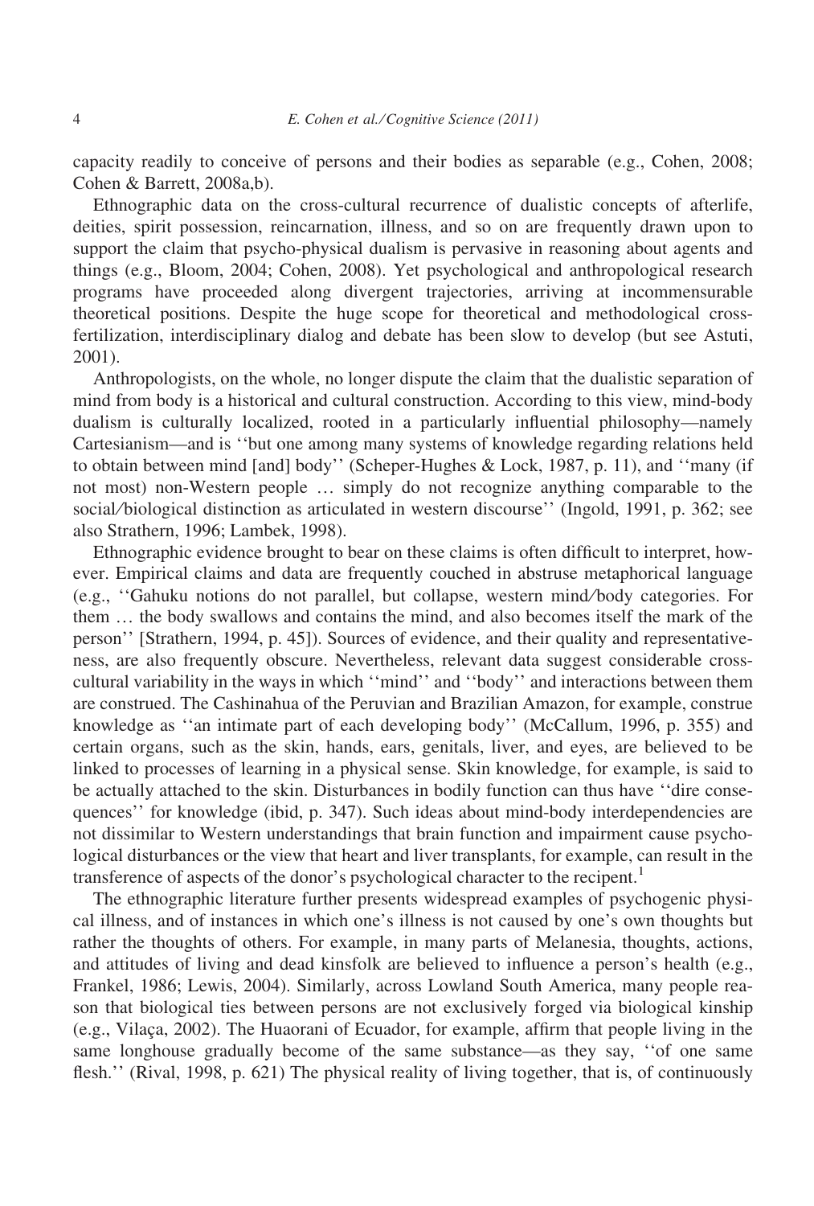capacity readily to conceive of persons and their bodies as separable (e.g., Cohen, 2008; Cohen & Barrett, 2008a,b).

Ethnographic data on the cross-cultural recurrence of dualistic concepts of afterlife, deities, spirit possession, reincarnation, illness, and so on are frequently drawn upon to support the claim that psycho-physical dualism is pervasive in reasoning about agents and things (e.g., Bloom, 2004; Cohen, 2008). Yet psychological and anthropological research programs have proceeded along divergent trajectories, arriving at incommensurable theoretical positions. Despite the huge scope for theoretical and methodological cross-fertilization, interdisciplinary dialog and debate has been slow to develop (but see Astuti, 2001).

Anthropologists, on the whole, no longer dispute the claim that the dualistic separation of mind from body is a historical and cultural construction. According to this view, mind-body dualism is culturally localized, rooted in a particularly influential philosophy—namely Cartesianism—and is ''but one among many systems of knowledge regarding relations held to obtain between mind [and] body'' (Scheper-Hughes & Lock, 1987, p. 11), and ''many (if not most) non-Western people … simply do not recognize anything comparable to the social/biological distinction as articulated in western discourse'' (Ingold, 1991, p. 362; see also Strathern, 1996; Lambek, 1998).

Ethnographic evidence brought to bear on these claims is often difficult to interpret, however. Empirical claims and data are frequently couched in abstruse metaphorical language (e.g., ''Gahuku notions do not parallel, but collapse, western mind/body categories. For them … the body swallows and contains the mind, and also becomes itself the mark of the person'' [Strathern, 1994, p. 45]). Sources of evidence, and their quality and representativeness, are also frequently obscure. Nevertheless, relevant data suggest considerable cross-cultural variability in the ways in which ''mind'' and ''body'' and interactions between them are construed. The Cashinahua of the Peruvian and Brazilian Amazon, for example, construe knowledge as ''an intimate part of each developing body'' (McCallum, 1996, p. 355) and certain organs, such as the skin, hands, ears, genitals, liver, and eyes, are believed to be linked to processes of learning in a physical sense. Skin knowledge, for example, is said to be actually attached to the skin. Disturbances in bodily function can thus have ''dire consequences'' for knowledge (ibid, p. 347). Such ideas about mind-body interdependencies are not dissimilar to Western understandings that brain function and impairment cause psychological disturbances or the view that heart and liver transplants, for example, can result in the transference of aspects of the donor's psychological character to the recipent.[1]

The ethnographic literature further presents widespread examples of psychogenic physical illness, and of instances in which one's illness is not caused by one's own thoughts but rather the thoughts of others. For example, in many parts of Melanesia, thoughts, actions, and attitudes of living and dead kinsfolk are believed to influence a person's health (e.g., Frankel, 1986; Lewis, 2004). Similarly, across Lowland South America, many people reason that biological ties between persons are not exclusively forged via biological kinship (e.g., Vilaça, 2002). The Huaorani of Ecuador, for example, affirm that people living in the same longhouse gradually become of the same substance—as they say, ''of one same flesh.'' (Rival, 1998, p. 621) The physical reality of living together, that is, of continuously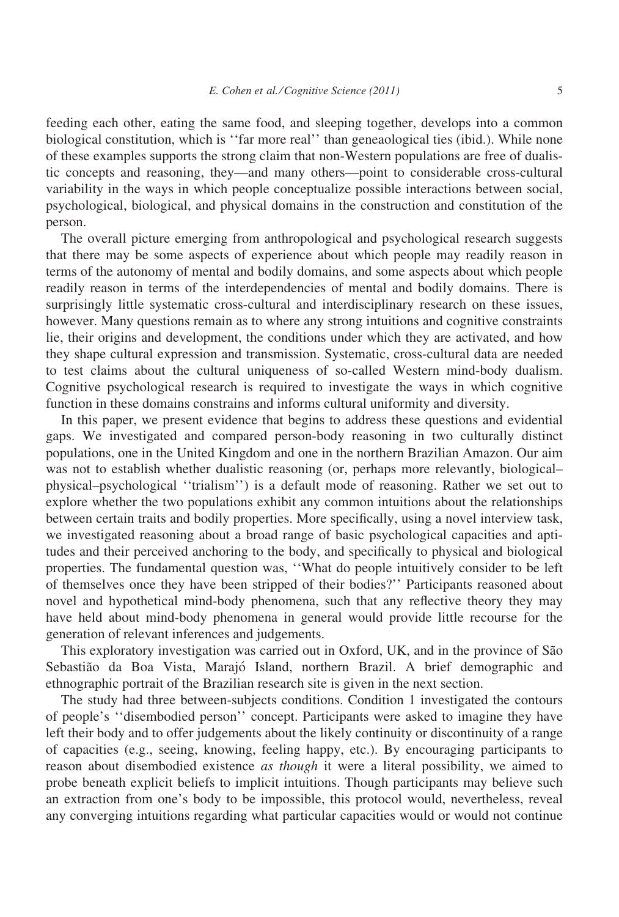feeding each other, eating the same food, and sleeping together, develops into a common biological constitution, which is ''far more real'' than geneaological ties (ibid.). While none of these examples supports the strong claim that non-Western populations are free of dualistic concepts and reasoning, they—and many others—point to considerable cross-cultural variability in the ways in which people conceptualize possible interactions between social, psychological, biological, and physical domains in the construction and constitution of the person.

The overall picture emerging from anthropological and psychological research suggests that there may be some aspects of experience about which people may readily reason in terms of the autonomy of mental and bodily domains, and some aspects about which people readily reason in terms of the interdependencies of mental and bodily domains. There is surprisingly little systematic cross-cultural and interdisciplinary research on these issues, however. Many questions remain as to where any strong intuitions and cognitive constraints lie, their origins and development, the conditions under which they are activated, and how they shape cultural expression and transmission. Systematic, cross-cultural data are needed to test claims about the cultural uniqueness of so-called Western mind-body dualism. Cognitive psychological research is required to investigate the ways in which cognitive function in these domains constrains and informs cultural uniformity and diversity.

In this paper, we present evidence that begins to address these questions and evidential gaps. We investigated and compared person-body reasoning in two culturally distinct populations, one in the United Kingdom and one in the northern Brazilian Amazon. Our aim was not to establish whether dualistic reasoning (or, perhaps more relevantly, biological–physical–psychological ''trialism'') is a default mode of reasoning. Rather we set out to explore whether the two populations exhibit any common intuitions about the relationships between certain traits and bodily properties. More specifically, using a novel interview task, we investigated reasoning about a broad range of basic psychological capacities and aptitudes and their perceived anchoring to the body, and specifically to physical and biological properties. The fundamental question was, ''What do people intuitively consider to be left of themselves once they have been stripped of their bodies?'' Participants reasoned about novel and hypothetical mind-body phenomena, such that any reflective theory they may have held about mind-body phenomena in general would provide little recourse for the generation of relevant inferences and judgements.

This exploratory investigation was carried out in Oxford, UK, and in the province of São Sebastião da Boa Vista, Marajó Island, northern Brazil. A brief demographic and ethnographic portrait of the Brazilian research site is given in the next section.

The study had three between-subjects conditions. Condition 1 investigated the contours of people's ''disembodied person'' concept. Participants were asked to imagine they have left their body and to offer judgements about the likely continuity or discontinuity of a range of capacities (e.g., seeing, knowing, feeling happy, etc.). By encouraging participants to reason about disembodied existence *as though* it were a literal possibility, we aimed to probe beneath explicit beliefs to implicit intuitions. Though participants may believe such an extraction from one's body to be impossible, this protocol would, nevertheless, reveal any converging intuitions regarding what particular capacities would or would not continue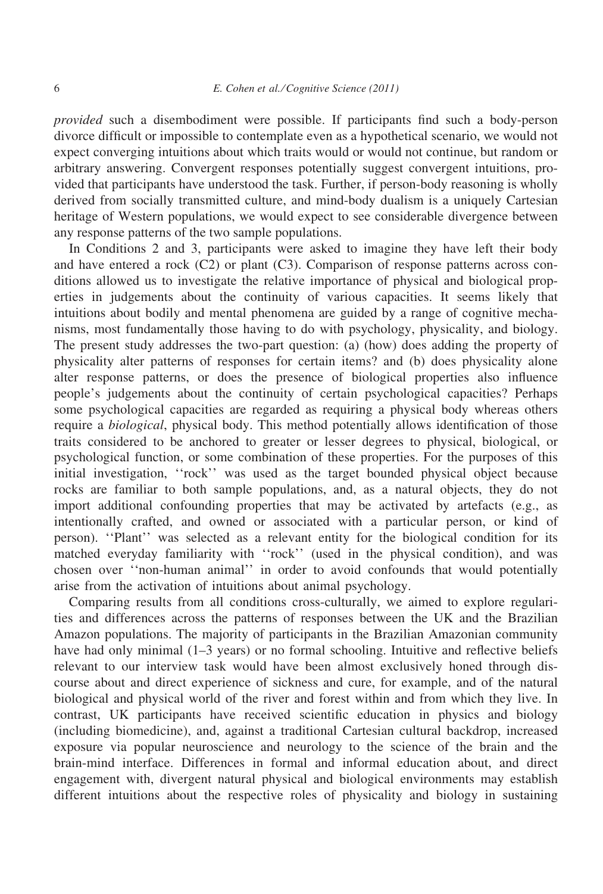*provided* such a disembodiment were possible. If participants find such a body-person divorce difficult or impossible to contemplate even as a hypothetical scenario, we would not expect converging intuitions about which traits would or would not continue, but random or arbitrary answering. Convergent responses potentially suggest convergent intuitions, provided that participants have understood the task. Further, if person-body reasoning is wholly derived from socially transmitted culture, and mind-body dualism is a uniquely Cartesian heritage of Western populations, we would expect to see considerable divergence between any response patterns of the two sample populations.

In Conditions 2 and 3, participants were asked to imagine they have left their body and have entered a rock (C2) or plant (C3). Comparison of response patterns across conditions allowed us to investigate the relative importance of physical and biological properties in judgements about the continuity of various capacities. It seems likely that intuitions about bodily and mental phenomena are guided by a range of cognitive mechanisms, most fundamentally those having to do with psychology, physicality, and biology. The present study addresses the two-part question: (a) (how) does adding the property of physicality alter patterns of responses for certain items? and (b) does physicality alone alter response patterns, or does the presence of biological properties also influence people's judgements about the continuity of certain psychological capacities? Perhaps some psychological capacities are regarded as requiring a physical body whereas others require a *biological*, physical body. This method potentially allows identification of those traits considered to be anchored to greater or lesser degrees to physical, biological, or psychological function, or some combination of these properties. For the purposes of this initial investigation, ''rock'' was used as the target bounded physical object because rocks are familiar to both sample populations, and, as a natural objects, they do not import additional confounding properties that may be activated by artefacts (e.g., as intentionally crafted, and owned or associated with a particular person, or kind of person). ''Plant'' was selected as a relevant entity for the biological condition for its matched everyday familiarity with ''rock'' (used in the physical condition), and was chosen over ''non-human animal'' in order to avoid confounds that would potentially arise from the activation of intuitions about animal psychology.

Comparing results from all conditions cross-culturally, we aimed to explore regularities and differences across the patterns of responses between the UK and the Brazilian Amazon populations. The majority of participants in the Brazilian Amazonian community have had only minimal (1–3 years) or no formal schooling. Intuitive and reflective beliefs relevant to our interview task would have been almost exclusively honed through discourse about and direct experience of sickness and cure, for example, and of the natural biological and physical world of the river and forest within and from which they live. In contrast, UK participants have received scientific education in physics and biology (including biomedicine), and, against a traditional Cartesian cultural backdrop, increased exposure via popular neuroscience and neurology to the science of the brain and the brain-mind interface. Differences in formal and informal education about, and direct engagement with, divergent natural physical and biological environments may establish different intuitions about the respective roles of physicality and biology in sustaining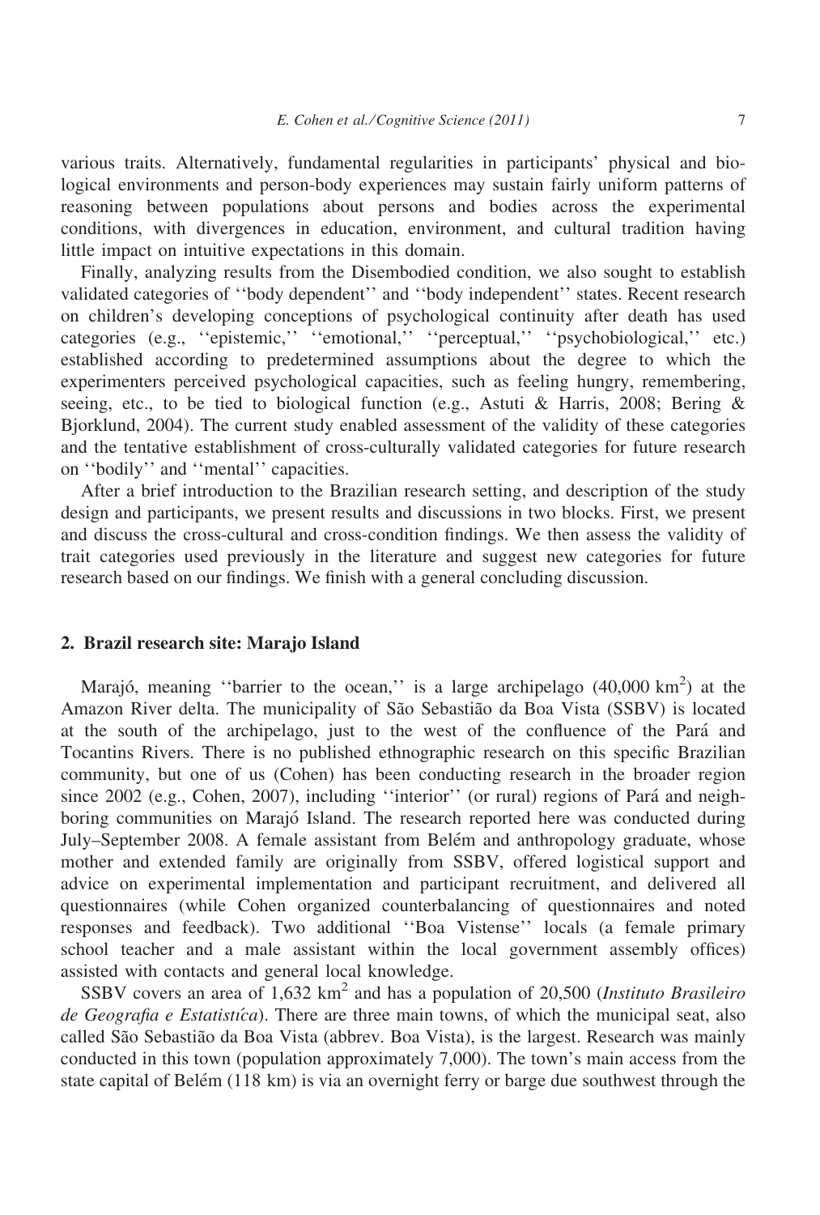various traits. Alternatively, fundamental regularities in participants' physical and biological environments and person-body experiences may sustain fairly uniform patterns of reasoning between populations about persons and bodies across the experimental conditions, with divergences in education, environment, and cultural tradition having little impact on intuitive expectations in this domain.

Finally, analyzing results from the Disembodied condition, we also sought to establish validated categories of ''body dependent'' and ''body independent'' states. Recent research on children's developing conceptions of psychological continuity after death has used categories (e.g., ''epistemic,'' ''emotional,'' ''perceptual,'' ''psychobiological,'' etc.) established according to predetermined assumptions about the degree to which the experimenters perceived psychological capacities, such as feeling hungry, remembering, seeing, etc., to be tied to biological function (e.g., Astuti & Harris, 2008; Bering & Bjorklund, 2004). The current study enabled assessment of the validity of these categories and the tentative establishment of cross-culturally validated categories for future research on ''bodily'' and ''mental'' capacities.

After a brief introduction to the Brazilian research setting, and description of the study design and participants, we present results and discussions in two blocks. First, we present and discuss the cross-cultural and cross-condition findings. We then assess the validity of trait categories used previously in the literature and suggest new categories for future research based on our findings. We finish with a general concluding discussion.

## 2. Brazil research site: Marajo Island

Marajó, meaning ''barrier to the ocean,'' is a large archipelago (40,000 km$^2$) at the Amazon River delta. The municipality of São Sebastião da Boa Vista (SSBV) is located at the south of the archipelago, just to the west of the confluence of the Pará and Tocantins Rivers. There is no published ethnographic research on this specific Brazilian community, but one of us (Cohen) has been conducting research in the broader region since 2002 (e.g., Cohen, 2007), including ''interior'' (or rural) regions of Pará and neighboring communities on Marajó Island. The research reported here was conducted during July–September 2008. A female assistant from Belém and anthropology graduate, whose mother and extended family are originally from SSBV, offered logistical support and advice on experimental implementation and participant recruitment, and delivered all questionnaires (while Cohen organized counterbalancing of questionnaires and noted responses and feedback). Two additional ''Boa Vistense'' locals (a female primary school teacher and a male assistant within the local government assembly offices) assisted with contacts and general local knowledge.

SSBV covers an area of 1,632 km$^2$ and has a population of 20,500 (*Instituto Brasileiro de Geografia e Estatistíca*). There are three main towns, of which the municipal seat, also called São Sebastião da Boa Vista (abbrev. Boa Vista), is the largest. Research was mainly conducted in this town (population approximately 7,000). The town's main access from the state capital of Belém (118 km) is via an overnight ferry or barge due southwest through the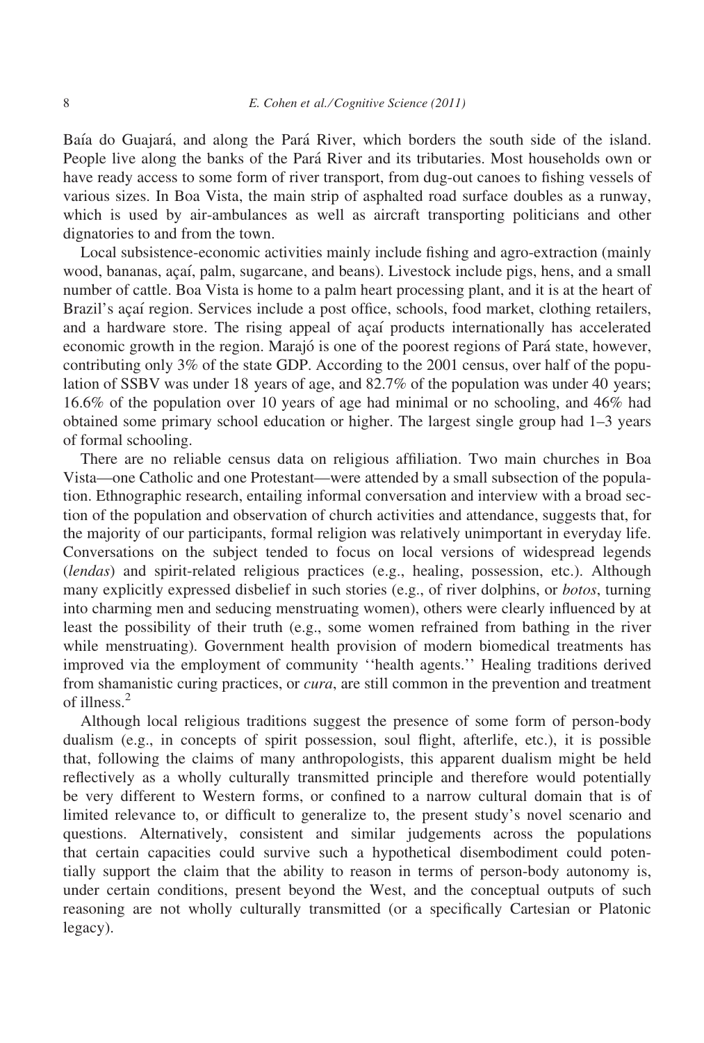Baía do Guajará, and along the Pará River, which borders the south side of the island. People live along the banks of the Pará River and its tributaries. Most households own or have ready access to some form of river transport, from dug-out canoes to fishing vessels of various sizes. In Boa Vista, the main strip of asphalted road surface doubles as a runway, which is used by air-ambulances as well as aircraft transporting politicians and other dignatories to and from the town.

Local subsistence-economic activities mainly include fishing and agro-extraction (mainly wood, bananas, açaí, palm, sugarcane, and beans). Livestock include pigs, hens, and a small number of cattle. Boa Vista is home to a palm heart processing plant, and it is at the heart of Brazil's açaí region. Services include a post office, schools, food market, clothing retailers, and a hardware store. The rising appeal of açaí products internationally has accelerated economic growth in the region. Marajó is one of the poorest regions of Pará state, however, contributing only 3% of the state GDP. According to the 2001 census, over half of the population of SSBV was under 18 years of age, and 82.7% of the population was under 40 years; 16.6% of the population over 10 years of age had minimal or no schooling, and 46% had obtained some primary school education or higher. The largest single group had 1–3 years of formal schooling.

There are no reliable census data on religious affiliation. Two main churches in Boa Vista—one Catholic and one Protestant—were attended by a small subsection of the population. Ethnographic research, entailing informal conversation and interview with a broad section of the population and observation of church activities and attendance, suggests that, for the majority of our participants, formal religion was relatively unimportant in everyday life. Conversations on the subject tended to focus on local versions of widespread legends (*lendas*) and spirit-related religious practices (e.g., healing, possession, etc.). Although many explicitly expressed disbelief in such stories (e.g., of river dolphins, or *botos*, turning into charming men and seducing menstruating women), others were clearly influenced by at least the possibility of their truth (e.g., some women refrained from bathing in the river while menstruating). Government health provision of modern biomedical treatments has improved via the employment of community ''health agents.'' Healing traditions derived from shamanistic curing practices, or *cura*, are still common in the prevention and treatment of illness.[2]

Although local religious traditions suggest the presence of some form of person-body dualism (e.g., in concepts of spirit possession, soul flight, afterlife, etc.), it is possible that, following the claims of many anthropologists, this apparent dualism might be held reflectively as a wholly culturally transmitted principle and therefore would potentially be very different to Western forms, or confined to a narrow cultural domain that is of limited relevance to, or difficult to generalize to, the present study's novel scenario and questions. Alternatively, consistent and similar judgements across the populations that certain capacities could survive such a hypothetical disembodiment could potentially support the claim that the ability to reason in terms of person-body autonomy is, under certain conditions, present beyond the West, and the conceptual outputs of such reasoning are not wholly culturally transmitted (or a specifically Cartesian or Platonic legacy).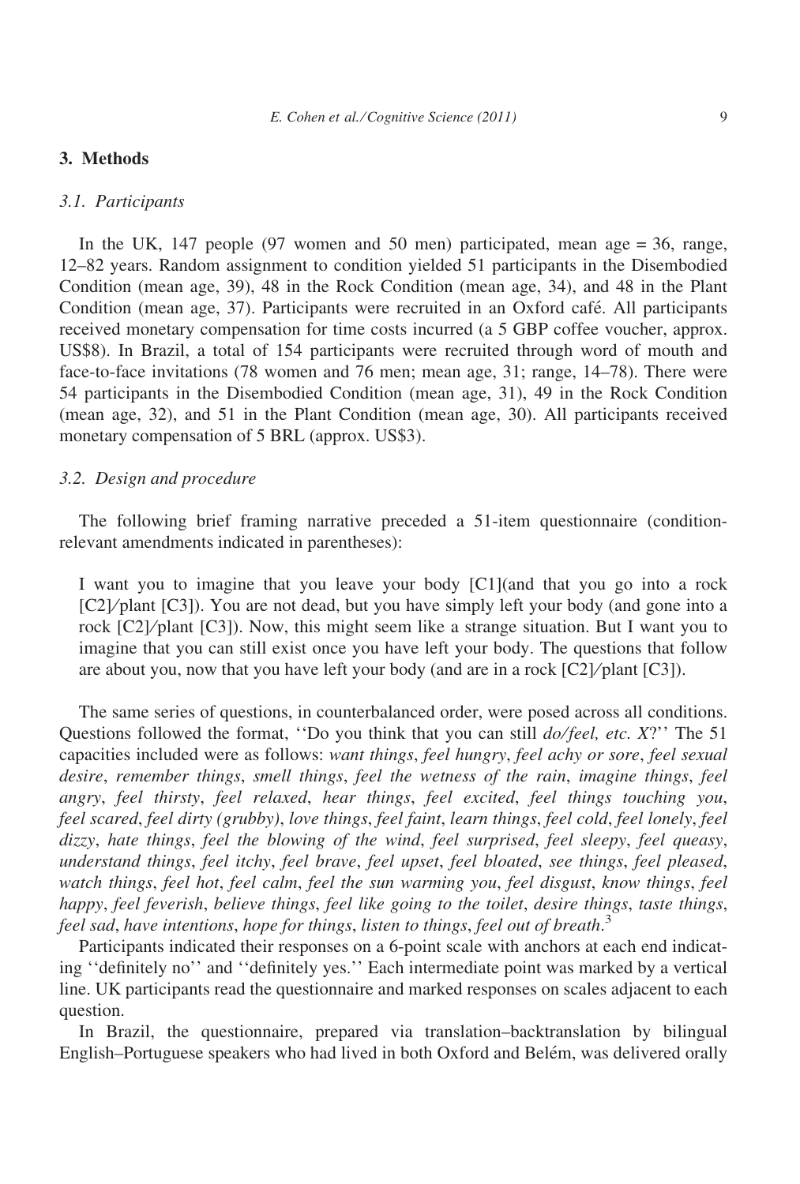## 3. Methods

### 3.1. Participants

In the UK, 147 people (97 women and 50 men) participated, mean age = 36, range, 12–82 years. Random assignment to condition yielded 51 participants in the Disembodied Condition (mean age, 39), 48 in the Rock Condition (mean age, 34), and 48 in the Plant Condition (mean age, 37). Participants were recruited in an Oxford café. All participants received monetary compensation for time costs incurred (a 5 GBP coffee voucher, approx. US$8). In Brazil, a total of 154 participants were recruited through word of mouth and face-to-face invitations (78 women and 76 men; mean age, 31; range, 14–78). There were 54 participants in the Disembodied Condition (mean age, 31), 49 in the Rock Condition (mean age, 32), and 51 in the Plant Condition (mean age, 30). All participants received monetary compensation of 5 BRL (approx. US$3).

### 3.2. Design and procedure

The following brief framing narrative preceded a 51-item questionnaire (condition-relevant amendments indicated in parentheses):

> I want you to imagine that you leave your body [C1](and that you go into a rock [C2]/plant [C3]). You are not dead, but you have simply left your body (and gone into a rock [C2]/plant [C3]). Now, this might seem like a strange situation. But I want you to imagine that you can still exist once you have left your body. The questions that follow are about you, now that you have left your body (and are in a rock [C2]/plant [C3]).

The same series of questions, in counterbalanced order, were posed across all conditions. Questions followed the format, ''Do you think that you can still *do/feel, etc. X*?'' The 51 capacities included were as follows: *want things*, *feel hungry*, *feel achy or sore*, *feel sexual desire*, *remember things*, *smell things*, *feel the wetness of the rain*, *imagine things*, *feel angry*, *feel thirsty*, *feel relaxed*, *hear things*, *feel excited*, *feel things touching you*, *feel scared*, *feel dirty (grubby)*, *love things*, *feel faint*, *learn things*, *feel cold*, *feel lonely*, *feel dizzy*, *hate things*, *feel the blowing of the wind*, *feel surprised*, *feel sleepy*, *feel queasy*, *understand things*, *feel itchy*, *feel brave*, *feel upset*, *feel bloated*, *see things*, *feel pleased*, *watch things*, *feel hot*, *feel calm*, *feel the sun warming you*, *feel disgust*, *know things*, *feel happy*, *feel feverish*, *believe things*, *feel like going to the toilet*, *desire things*, *taste things*, *feel sad*, *have intentions*, *hope for things*, *listen to things*, *feel out of breath*.[3]

Participants indicated their responses on a 6-point scale with anchors at each end indicating ''definitely no'' and ''definitely yes.'' Each intermediate point was marked by a vertical line. UK participants read the questionnaire and marked responses on scales adjacent to each question.

In Brazil, the questionnaire, prepared via translation–backtranslation by bilingual English–Portuguese speakers who had lived in both Oxford and Belém, was delivered orally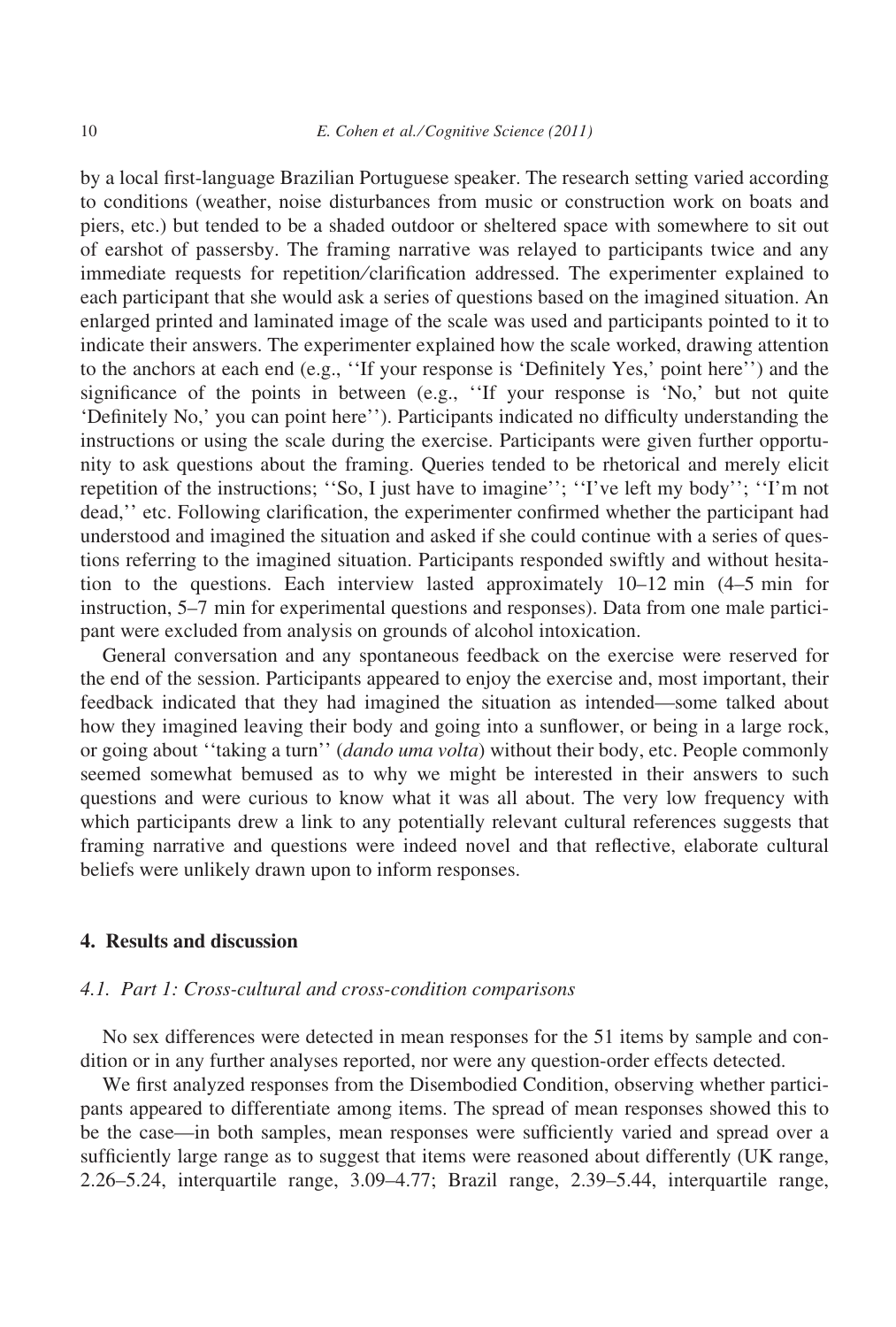by a local first-language Brazilian Portuguese speaker. The research setting varied according to conditions (weather, noise disturbances from music or construction work on boats and piers, etc.) but tended to be a shaded outdoor or sheltered space with somewhere to sit out of earshot of passersby. The framing narrative was relayed to participants twice and any immediate requests for repetition/clarification addressed. The experimenter explained to each participant that she would ask a series of questions based on the imagined situation. An enlarged printed and laminated image of the scale was used and participants pointed to it to indicate their answers. The experimenter explained how the scale worked, drawing attention to the anchors at each end (e.g., ''If your response is 'Definitely Yes,' point here'') and the significance of the points in between (e.g., ''If your response is 'No,' but not quite 'Definitely No,' you can point here''). Participants indicated no difficulty understanding the instructions or using the scale during the exercise. Participants were given further opportunity to ask questions about the framing. Queries tended to be rhetorical and merely elicit repetition of the instructions; ''So, I just have to imagine''; ''I've left my body''; ''I'm not dead,'' etc. Following clarification, the experimenter confirmed whether the participant had understood and imagined the situation and asked if she could continue with a series of questions referring to the imagined situation. Participants responded swiftly and without hesitation to the questions. Each interview lasted approximately 10–12 min (4–5 min for instruction, 5–7 min for experimental questions and responses). Data from one male participant were excluded from analysis on grounds of alcohol intoxication.

General conversation and any spontaneous feedback on the exercise were reserved for the end of the session. Participants appeared to enjoy the exercise and, most important, their feedback indicated that they had imagined the situation as intended—some talked about how they imagined leaving their body and going into a sunflower, or being in a large rock, or going about ''taking a turn'' (*dando uma volta*) without their body, etc. People commonly seemed somewhat bemused as to why we might be interested in their answers to such questions and were curious to know what it was all about. The very low frequency with which participants drew a link to any potentially relevant cultural references suggests that framing narrative and questions were indeed novel and that reflective, elaborate cultural beliefs were unlikely drawn upon to inform responses.

## 4. Results and discussion

### *4.1. Part 1: Cross-cultural and cross-condition comparisons*

No sex differences were detected in mean responses for the 51 items by sample and condition or in any further analyses reported, nor were any question-order effects detected.

We first analyzed responses from the Disembodied Condition, observing whether participants appeared to differentiate among items. The spread of mean responses showed this to be the case—in both samples, mean responses were sufficiently varied and spread over a sufficiently large range as to suggest that items were reasoned about differently (UK range, 2.26–5.24, interquartile range, 3.09–4.77; Brazil range, 2.39–5.44, interquartile range,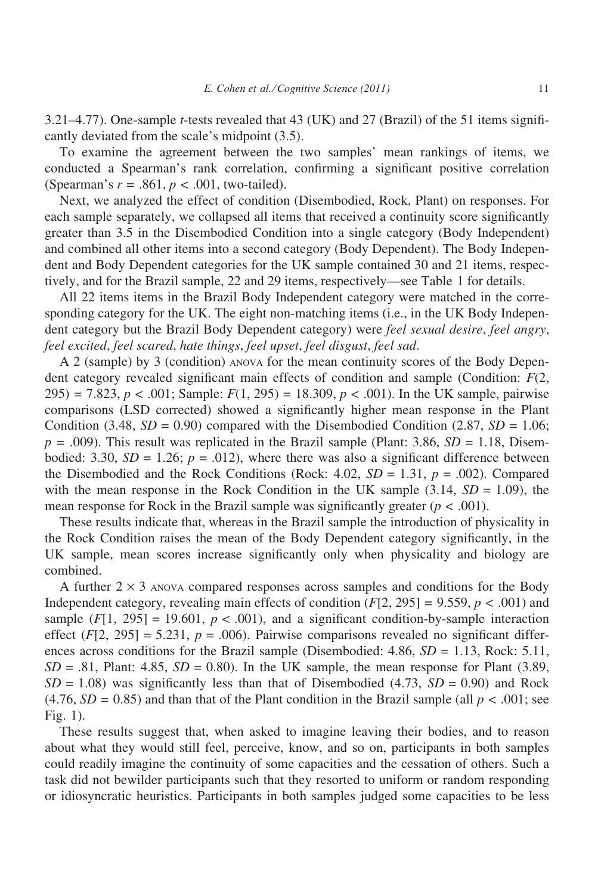3.21–4.77). One-sample *t*-tests revealed that 43 (UK) and 27 (Brazil) of the 51 items significantly deviated from the scale's midpoint (3.5).

To examine the agreement between the two samples' mean rankings of items, we conducted a Spearman's rank correlation, confirming a significant positive correlation (Spearman's $r = .861$, $p < .001$, two-tailed).

Next, we analyzed the effect of condition (Disembodied, Rock, Plant) on responses. For each sample separately, we collapsed all items that received a continuity score significantly greater than 3.5 in the Disembodied Condition into a single category (Body Independent) and combined all other items into a second category (Body Dependent). The Body Independent and Body Dependent categories for the UK sample contained 30 and 21 items, respectively, and for the Brazil sample, 22 and 29 items, respectively—see Table 1 for details.

All 22 items items in the Brazil Body Independent category were matched in the corresponding category for the UK. The eight non-matching items (i.e., in the UK Body Independent category but the Brazil Body Dependent category) were *feel sexual desire*, *feel angry*, *feel excited*, *feel scared*, *hate things*, *feel upset*, *feel disgust*, *feel sad*.

A 2 (sample) by 3 (condition) ANOVA for the mean continuity scores of the Body Dependent category revealed significant main effects of condition and sample (Condition: $F(2, 295) = 7.823$, $p < .001$; Sample: $F(1, 295) = 18.309$, $p < .001$). In the UK sample, pairwise comparisons (LSD corrected) showed a significantly higher mean response in the Plant Condition (3.48, $SD = 0.90$) compared with the Disembodied Condition (2.87, $SD = 1.06$; $p = .009$). This result was replicated in the Brazil sample (Plant: 3.86, $SD = 1.18$, Disembodied: 3.30, $SD = 1.26$; $p = .012$), where there was also a significant difference between the Disembodied and the Rock Conditions (Rock: 4.02, $SD = 1.31$, $p = .002$). Compared with the mean response in the Rock Condition in the UK sample (3.14, $SD = 1.09$), the mean response for Rock in the Brazil sample was significantly greater ($p < .001$).

These results indicate that, whereas in the Brazil sample the introduction of physicality in the Rock Condition raises the mean of the Body Dependent category significantly, in the UK sample, mean scores increase significantly only when physicality and biology are combined.

A further $2 \times 3$ ANOVA compared responses across samples and conditions for the Body Independent category, revealing main effects of condition ($F[2, 295] = 9.559$, $p < .001$) and sample ($F[1, 295] = 19.601$, $p < .001$), and a significant condition-by-sample interaction effect ($F[2, 295] = 5.231$, $p = .006$). Pairwise comparisons revealed no significant differences across conditions for the Brazil sample (Disembodied: 4.86, $SD = 1.13$, Rock: 5.11, $SD = .81$, Plant: 4.85, $SD = 0.80$). In the UK sample, the mean response for Plant (3.89, $SD = 1.08$) was significantly less than that of Disembodied (4.73, $SD = 0.90$) and Rock (4.76, $SD = 0.85$) and than that of the Plant condition in the Brazil sample (all $p < .001$; see Fig. 1).

These results suggest that, when asked to imagine leaving their bodies, and to reason about what they would still feel, perceive, know, and so on, participants in both samples could readily imagine the continuity of some capacities and the cessation of others. Such a task did not bewilder participants such that they resorted to uniform or random responding or idiosyncratic heuristics. Participants in both samples judged some capacities to be less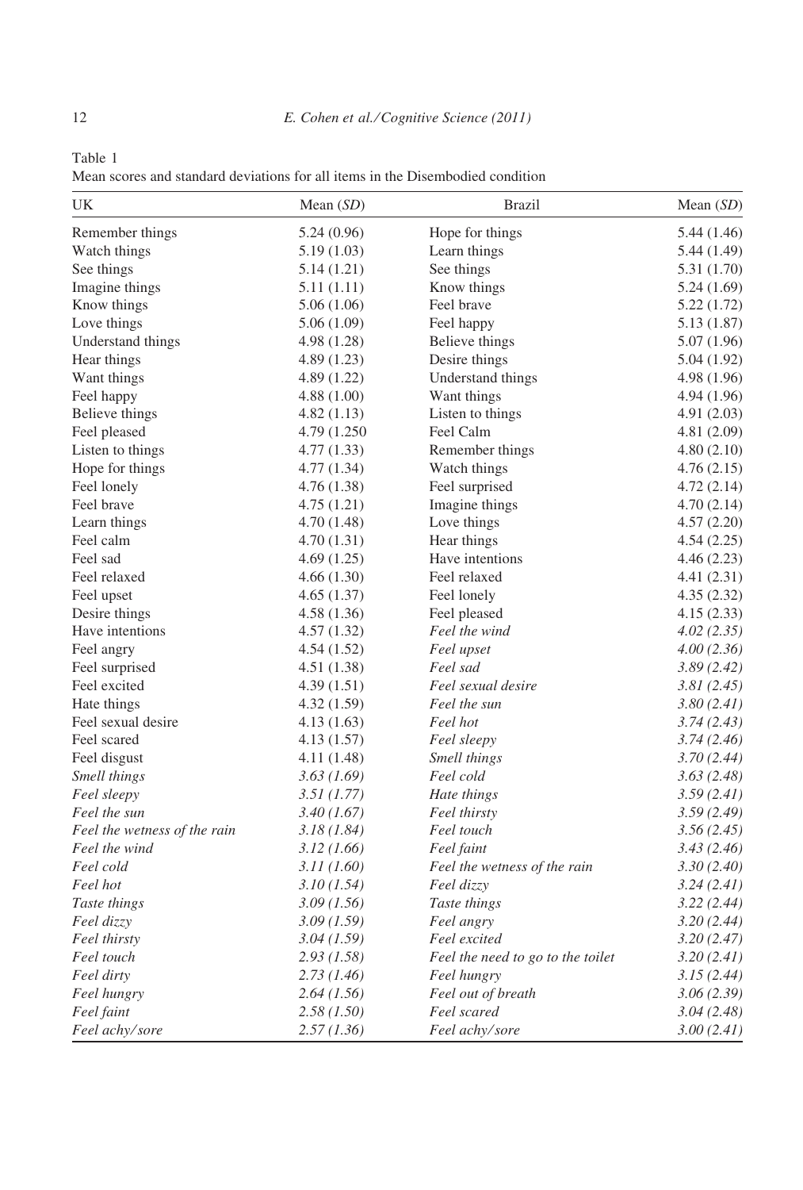Table 1
Mean scores and standard deviations for all items in the Disembodied condition

| UK | Mean (*SD*) | Brazil | Mean (*SD*) |
|---|---|---|---|
| Remember things | 5.24 (0.96) | Hope for things | 5.44 (1.46) |
| Watch things | 5.19 (1.03) | Learn things | 5.44 (1.49) |
| See things | 5.14 (1.21) | See things | 5.31 (1.70) |
| Imagine things | 5.11 (1.11) | Know things | 5.24 (1.69) |
| Know things | 5.06 (1.06) | Feel brave | 5.22 (1.72) |
| Love things | 5.06 (1.09) | Feel happy | 5.13 (1.87) |
| Understand things | 4.98 (1.28) | Believe things | 5.07 (1.96) |
| Hear things | 4.89 (1.23) | Desire things | 5.04 (1.92) |
| Want things | 4.89 (1.22) | Understand things | 4.98 (1.96) |
| Feel happy | 4.88 (1.00) | Want things | 4.94 (1.96) |
| Believe things | 4.82 (1.13) | Listen to things | 4.91 (2.03) |
| Feel pleased | 4.79 (1.250 | Feel Calm | 4.81 (2.09) |
| Listen to things | 4.77 (1.33) | Remember things | 4.80 (2.10) |
| Hope for things | 4.77 (1.34) | Watch things | 4.76 (2.15) |
| Feel lonely | 4.76 (1.38) | Feel surprised | 4.72 (2.14) |
| Feel brave | 4.75 (1.21) | Imagine things | 4.70 (2.14) |
| Learn things | 4.70 (1.48) | Love things | 4.57 (2.20) |
| Feel calm | 4.70 (1.31) | Hear things | 4.54 (2.25) |
| Feel sad | 4.69 (1.25) | Have intentions | 4.46 (2.23) |
| Feel relaxed | 4.66 (1.30) | Feel relaxed | 4.41 (2.31) |
| Feel upset | 4.65 (1.37) | Feel lonely | 4.35 (2.32) |
| Desire things | 4.58 (1.36) | Feel pleased | 4.15 (2.33) |
| Have intentions | 4.57 (1.32) | *Feel the wind* | *4.02 (2.35)* |
| Feel angry | 4.54 (1.52) | *Feel upset* | *4.00 (2.36)* |
| Feel surprised | 4.51 (1.38) | *Feel sad* | *3.89 (2.42)* |
| Feel excited | 4.39 (1.51) | *Feel sexual desire* | *3.81 (2.45)* |
| Hate things | 4.32 (1.59) | *Feel the sun* | *3.80 (2.41)* |
| Feel sexual desire | 4.13 (1.63) | *Feel hot* | *3.74 (2.43)* |
| Feel scared | 4.13 (1.57) | *Feel sleepy* | *3.74 (2.46)* |
| Feel disgust | 4.11 (1.48) | *Smell things* | *3.70 (2.44)* |
| *Smell things* | *3.63 (1.69)* | *Feel cold* | *3.63 (2.48)* |
| *Feel sleepy* | *3.51 (1.77)* | *Hate things* | *3.59 (2.41)* |
| *Feel the sun* | *3.40 (1.67)* | *Feel thirsty* | *3.59 (2.49)* |
| *Feel the wetness of the rain* | *3.18 (1.84)* | *Feel touch* | *3.56 (2.45)* |
| *Feel the wind* | *3.12 (1.66)* | *Feel faint* | *3.43 (2.46)* |
| *Feel cold* | *3.11 (1.60)* | *Feel the wetness of the rain* | *3.30 (2.40)* |
| *Feel hot* | *3.10 (1.54)* | *Feel dizzy* | *3.24 (2.41)* |
| *Taste things* | *3.09 (1.56)* | *Taste things* | *3.22 (2.44)* |
| *Feel dizzy* | *3.09 (1.59)* | *Feel angry* | *3.20 (2.44)* |
| *Feel thirsty* | *3.04 (1.59)* | *Feel excited* | *3.20 (2.47)* |
| *Feel touch* | *2.93 (1.58)* | *Feel the need to go to the toilet* | *3.20 (2.41)* |
| *Feel dirty* | *2.73 (1.46)* | *Feel hungry* | *3.15 (2.44)* |
| *Feel hungry* | *2.64 (1.56)* | *Feel out of breath* | *3.06 (2.39)* |
| *Feel faint* | *2.58 (1.50)* | *Feel scared* | *3.04 (2.48)* |
| *Feel achy/sore* | *2.57 (1.36)* | *Feel achy/sore* | *3.00 (2.41)* |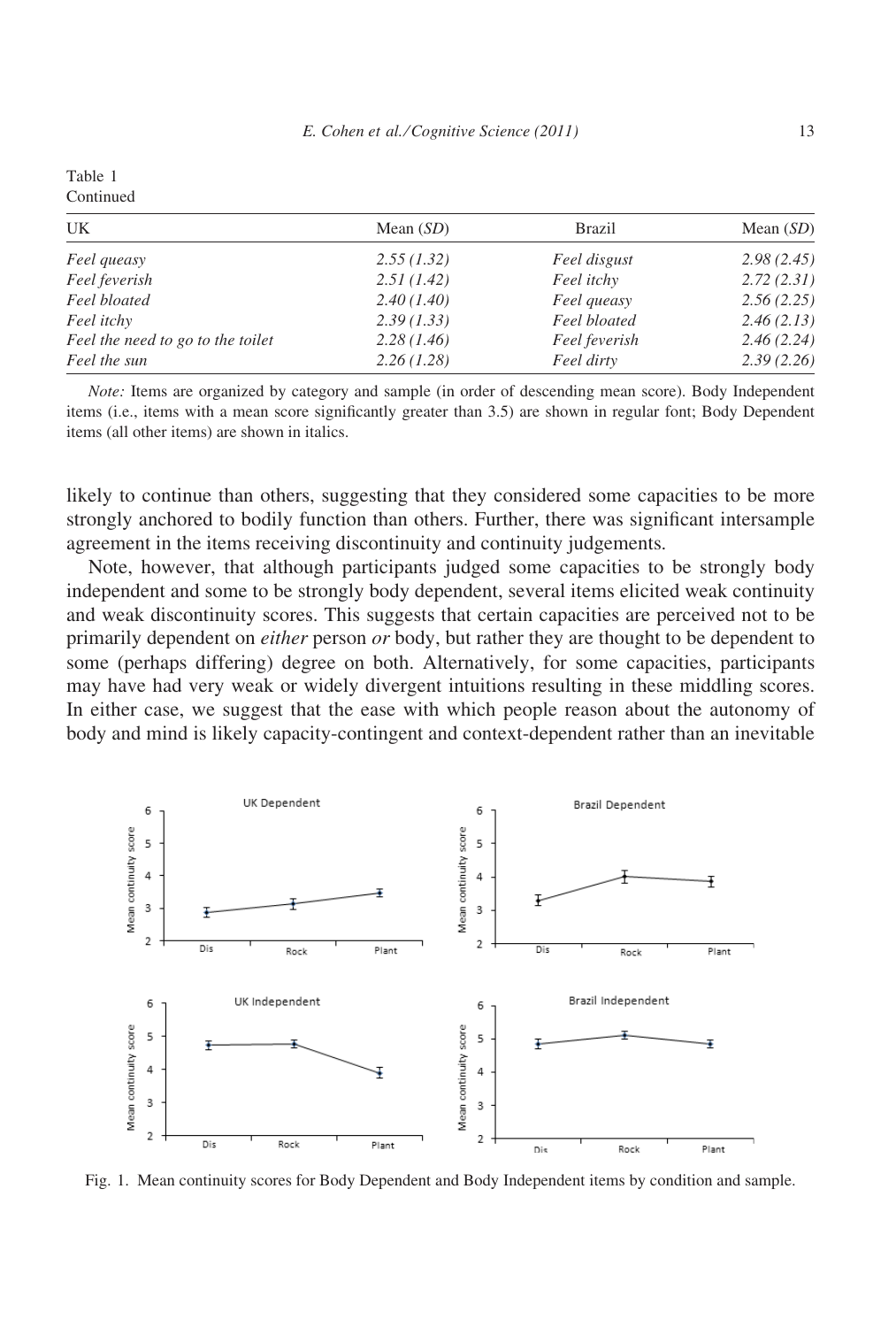Table 1
Continued

| UK | Mean (*SD*) | Brazil | Mean (*SD*) |
|---|---|---|---|
| *Feel queasy* | *2.55 (1.32)* | *Feel disgust* | *2.98 (2.45)* |
| *Feel feverish* | *2.51 (1.42)* | *Feel itchy* | *2.72 (2.31)* |
| *Feel bloated* | *2.40 (1.40)* | *Feel queasy* | *2.56 (2.25)* |
| *Feel itchy* | *2.39 (1.33)* | *Feel bloated* | *2.46 (2.13)* |
| *Feel the need to go to the toilet* | *2.28 (1.46)* | *Feel feverish* | *2.46 (2.24)* |
| *Feel the sun* | *2.26 (1.28)* | *Feel dirty* | *2.39 (2.26)* |

*Note:* Items are organized by category and sample (in order of descending mean score). Body Independent items (i.e., items with a mean score significantly greater than 3.5) are shown in regular font; Body Dependent items (all other items) are shown in italics.

likely to continue than others, suggesting that they considered some capacities to be more strongly anchored to bodily function than others. Further, there was significant intersample agreement in the items receiving discontinuity and continuity judgements.

Note, however, that although participants judged some capacities to be strongly body independent and some to be strongly body dependent, several items elicited weak continuity and weak discontinuity scores. This suggests that certain capacities are perceived not to be primarily dependent on *either* person *or* body, but rather they are thought to be dependent to some (perhaps differing) degree on both. Alternatively, for some capacities, participants may have had very weak or widely divergent intuitions resulting in these middling scores. In either case, we suggest that the ease with which people reason about the autonomy of body and mind is likely capacity-contingent and context-dependent rather than an inevitable

Fig. 1. Mean continuity scores for Body Dependent and Body Independent items by condition and sample.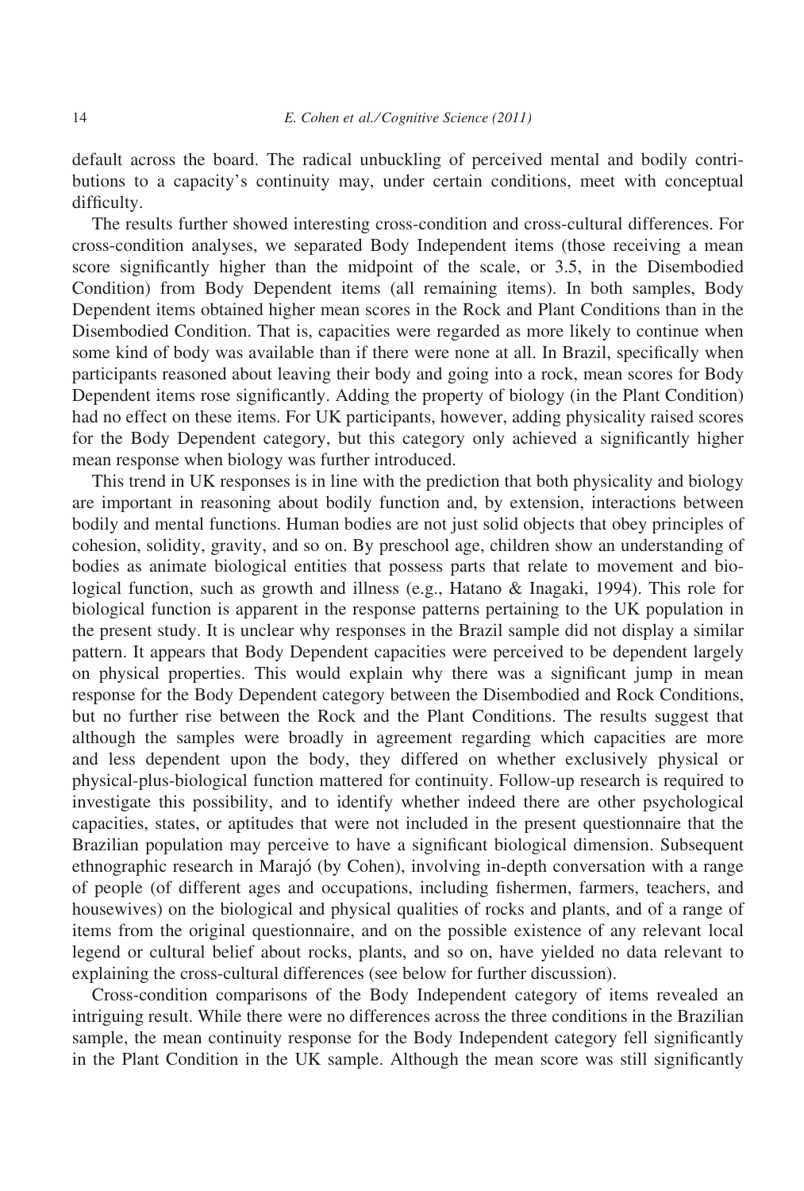default across the board. The radical unbuckling of perceived mental and bodily contributions to a capacity's continuity may, under certain conditions, meet with conceptual difficulty.

The results further showed interesting cross-condition and cross-cultural differences. For cross-condition analyses, we separated Body Independent items (those receiving a mean score significantly higher than the midpoint of the scale, or 3.5, in the Disembodied Condition) from Body Dependent items (all remaining items). In both samples, Body Dependent items obtained higher mean scores in the Rock and Plant Conditions than in the Disembodied Condition. That is, capacities were regarded as more likely to continue when some kind of body was available than if there were none at all. In Brazil, specifically when participants reasoned about leaving their body and going into a rock, mean scores for Body Dependent items rose significantly. Adding the property of biology (in the Plant Condition) had no effect on these items. For UK participants, however, adding physicality raised scores for the Body Dependent category, but this category only achieved a significantly higher mean response when biology was further introduced.

This trend in UK responses is in line with the prediction that both physicality and biology are important in reasoning about bodily function and, by extension, interactions between bodily and mental functions. Human bodies are not just solid objects that obey principles of cohesion, solidity, gravity, and so on. By preschool age, children show an understanding of bodies as animate biological entities that possess parts that relate to movement and biological function, such as growth and illness (e.g., Hatano & Inagaki, 1994). This role for biological function is apparent in the response patterns pertaining to the UK population in the present study. It is unclear why responses in the Brazil sample did not display a similar pattern. It appears that Body Dependent capacities were perceived to be dependent largely on physical properties. This would explain why there was a significant jump in mean response for the Body Dependent category between the Disembodied and Rock Conditions, but no further rise between the Rock and the Plant Conditions. The results suggest that although the samples were broadly in agreement regarding which capacities are more and less dependent upon the body, they differed on whether exclusively physical or physical-plus-biological function mattered for continuity. Follow-up research is required to investigate this possibility, and to identify whether indeed there are other psychological capacities, states, or aptitudes that were not included in the present questionnaire that the Brazilian population may perceive to have a significant biological dimension. Subsequent ethnographic research in Marajó (by Cohen), involving in-depth conversation with a range of people (of different ages and occupations, including fishermen, farmers, teachers, and housewives) on the biological and physical qualities of rocks and plants, and of a range of items from the original questionnaire, and on the possible existence of any relevant local legend or cultural belief about rocks, plants, and so on, have yielded no data relevant to explaining the cross-cultural differences (see below for further discussion).

Cross-condition comparisons of the Body Independent category of items revealed an intriguing result. While there were no differences across the three conditions in the Brazilian sample, the mean continuity response for the Body Independent category fell significantly in the Plant Condition in the UK sample. Although the mean score was still significantly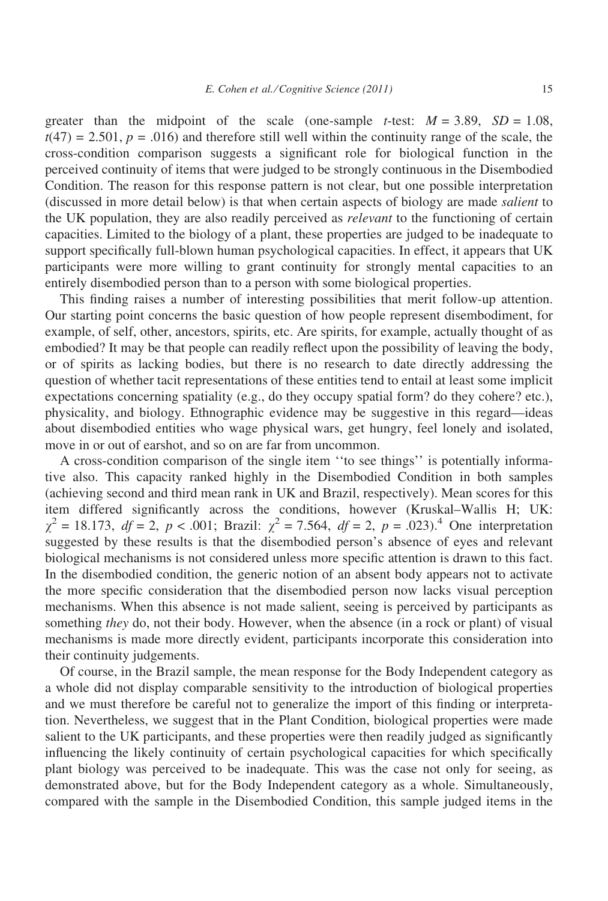greater than the midpoint of the scale (one-sample *t*-test: $M = 3.89$, $SD = 1.08$, $t(47) = 2.501$, $p = .016$) and therefore still well within the continuity range of the scale, the cross-condition comparison suggests a significant role for biological function in the perceived continuity of items that were judged to be strongly continuous in the Disembodied Condition. The reason for this response pattern is not clear, but one possible interpretation (discussed in more detail below) is that when certain aspects of biology are made *salient* to the UK population, they are also readily perceived as *relevant* to the functioning of certain capacities. Limited to the biology of a plant, these properties are judged to be inadequate to support specifically full-blown human psychological capacities. In effect, it appears that UK participants were more willing to grant continuity for strongly mental capacities to an entirely disembodied person than to a person with some biological properties.

This finding raises a number of interesting possibilities that merit follow-up attention. Our starting point concerns the basic question of how people represent disembodiment, for example, of self, other, ancestors, spirits, etc. Are spirits, for example, actually thought of as embodied? It may be that people can readily reflect upon the possibility of leaving the body, or of spirits as lacking bodies, but there is no research to date directly addressing the question of whether tacit representations of these entities tend to entail at least some implicit expectations concerning spatiality (e.g., do they occupy spatial form? do they cohere? etc.), physicality, and biology. Ethnographic evidence may be suggestive in this regard—ideas about disembodied entities who wage physical wars, get hungry, feel lonely and isolated, move in or out of earshot, and so on are far from uncommon.

A cross-condition comparison of the single item ''to see things'' is potentially informative also. This capacity ranked highly in the Disembodied Condition in both samples (achieving second and third mean rank in UK and Brazil, respectively). Mean scores for this item differed significantly across the conditions, however (Kruskal–Wallis H; UK: $\chi^2 = 18.173$, $df = 2$, $p < .001$; Brazil: $\chi^2 = 7.564$, $df = 2$, $p = .023$).[4] One interpretation suggested by these results is that the disembodied person's absence of eyes and relevant biological mechanisms is not considered unless more specific attention is drawn to this fact. In the disembodied condition, the generic notion of an absent body appears not to activate the more specific consideration that the disembodied person now lacks visual perception mechanisms. When this absence is not made salient, seeing is perceived by participants as something *they* do, not their body. However, when the absence (in a rock or plant) of visual mechanisms is made more directly evident, participants incorporate this consideration into their continuity judgements.

Of course, in the Brazil sample, the mean response for the Body Independent category as a whole did not display comparable sensitivity to the introduction of biological properties and we must therefore be careful not to generalize the import of this finding or interpretation. Nevertheless, we suggest that in the Plant Condition, biological properties were made salient to the UK participants, and these properties were then readily judged as significantly influencing the likely continuity of certain psychological capacities for which specifically plant biology was perceived to be inadequate. This was the case not only for seeing, as demonstrated above, but for the Body Independent category as a whole. Simultaneously, compared with the sample in the Disembodied Condition, this sample judged items in the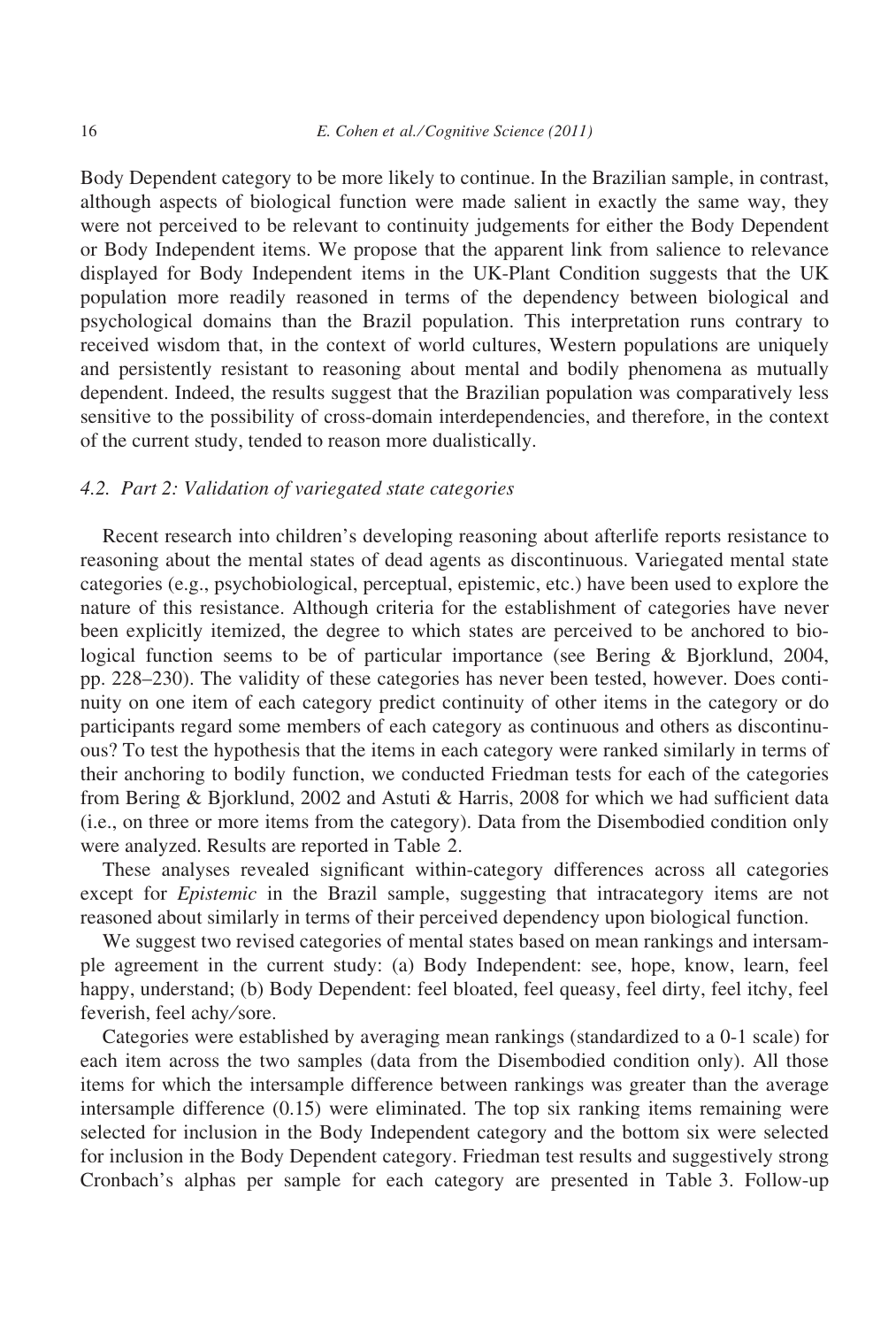Body Dependent category to be more likely to continue. In the Brazilian sample, in contrast, although aspects of biological function were made salient in exactly the same way, they were not perceived to be relevant to continuity judgements for either the Body Dependent or Body Independent items. We propose that the apparent link from salience to relevance displayed for Body Independent items in the UK-Plant Condition suggests that the UK population more readily reasoned in terms of the dependency between biological and psychological domains than the Brazil population. This interpretation runs contrary to received wisdom that, in the context of world cultures, Western populations are uniquely and persistently resistant to reasoning about mental and bodily phenomena as mutually dependent. Indeed, the results suggest that the Brazilian population was comparatively less sensitive to the possibility of cross-domain interdependencies, and therefore, in the context of the current study, tended to reason more dualistically.

### 4.2. Part 2: Validation of variegated state categories

Recent research into children's developing reasoning about afterlife reports resistance to reasoning about the mental states of dead agents as discontinuous. Variegated mental state categories (e.g., psychobiological, perceptual, epistemic, etc.) have been used to explore the nature of this resistance. Although criteria for the establishment of categories have never been explicitly itemized, the degree to which states are perceived to be anchored to biological function seems to be of particular importance (see Bering & Bjorklund, 2004, pp. 228–230). The validity of these categories has never been tested, however. Does continuity on one item of each category predict continuity of other items in the category or do participants regard some members of each category as continuous and others as discontinuous? To test the hypothesis that the items in each category were ranked similarly in terms of their anchoring to bodily function, we conducted Friedman tests for each of the categories from Bering & Bjorklund, 2002 and Astuti & Harris, 2008 for which we had sufficient data (i.e., on three or more items from the category). Data from the Disembodied condition only were analyzed. Results are reported in Table 2.

These analyses revealed significant within-category differences across all categories except for *Epistemic* in the Brazil sample, suggesting that intracategory items are not reasoned about similarly in terms of their perceived dependency upon biological function.

We suggest two revised categories of mental states based on mean rankings and intersample agreement in the current study: (a) Body Independent: see, hope, know, learn, feel happy, understand; (b) Body Dependent: feel bloated, feel queasy, feel dirty, feel itchy, feel feverish, feel achy/sore.

Categories were established by averaging mean rankings (standardized to a 0-1 scale) for each item across the two samples (data from the Disembodied condition only). All those items for which the intersample difference between rankings was greater than the average intersample difference (0.15) were eliminated. The top six ranking items remaining were selected for inclusion in the Body Independent category and the bottom six were selected for inclusion in the Body Dependent category. Friedman test results and suggestively strong Cronbach's alphas per sample for each category are presented in Table 3. Follow-up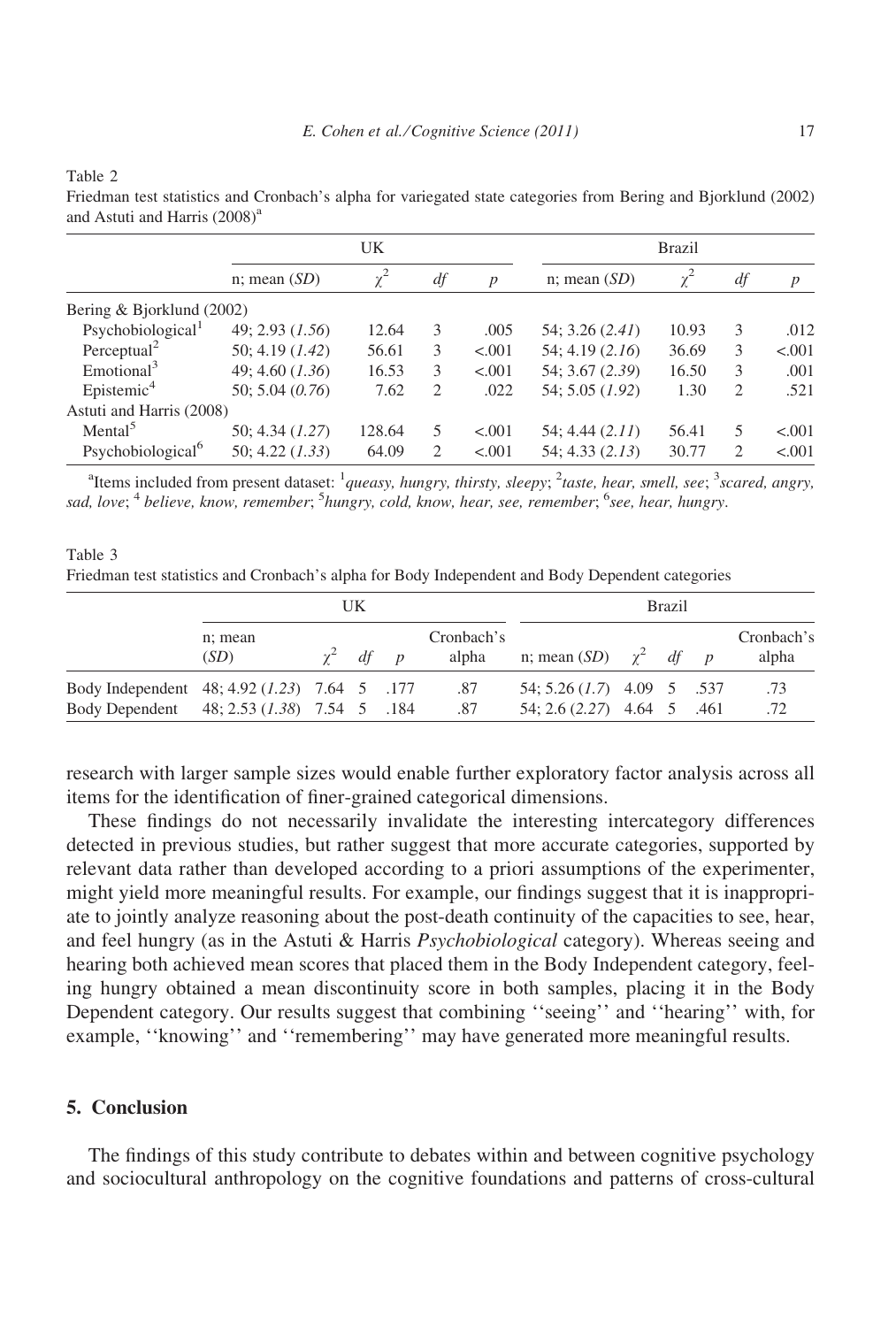Table 2
Friedman test statistics and Cronbach's alpha for variegated state categories from Bering and Bjorklund (2002) and Astuti and Harris (2008)[a]

| | UK | | | | Brazil | | | |
|---|---|---|---|---|---|---|---|---|
| | n; mean (*SD*) | $\chi^2$ | *df* | *p* | n; mean (*SD*) | $\chi^2$ | *df* | *p* |
| Bering & Bjorklund (2002) | | | | | | | | |
| Psychobiological[1] | 49; 2.93 (*1.56*) | 12.64 | 3 | .005 | 54; 3.26 (*2.41*) | 10.93 | 3 | .012 |
| Perceptual[2] | 50; 4.19 (*1.42*) | 56.61 | 3 | <.001 | 54; 4.19 (*2.16*) | 36.69 | 3 | <.001 |
| Emotional[3] | 49; 4.60 (*1.36*) | 16.53 | 3 | <.001 | 54; 3.67 (*2.39*) | 16.50 | 3 | .001 |
| Epistemic[4] | 50; 5.04 (*0.76*) | 7.62 | 2 | .022 | 54; 5.05 (*1.92*) | 1.30 | 2 | .521 |
| Astuti and Harris (2008) | | | | | | | | |
| Mental[5] | 50; 4.34 (*1.27*) | 128.64 | 5 | <.001 | 54; 4.44 (*2.11*) | 56.41 | 5 | <.001 |
| Psychobiological[6] | 50; 4.22 (*1.33*) | 64.09 | 2 | <.001 | 54; 4.33 (*2.13*) | 30.77 | 2 | <.001 |

[a]Items included from present dataset: [1]*queasy, hungry, thirsty, sleepy*; [2]*taste, hear, smell, see*; [3]*scared, angry, sad, love*; [4] *believe, know, remember*; [5]*hungry, cold, know, hear, see, remember*; [6]*see, hear, hungry*.

Table 3
Friedman test statistics and Cronbach's alpha for Body Independent and Body Dependent categories

| | UK | | | | | Brazil | | | | |
|---|---|---|---|---|---|---|---|---|---|---|
| | n; mean (*SD*) | $\chi^2$ | *df* | *p* | Cronbach's alpha | n; mean (*SD*) | $\chi^2$ | *df* | *p* | Cronbach's alpha |
| Body Independent | 48; 4.92 (*1.23*) | 7.64 | 5 | .177 | .87 | 54; 5.26 (*1.7*) | 4.09 | 5 | .537 | .73 |
| Body Dependent | 48; 2.53 (*1.38*) | 7.54 | 5 | .184 | .87 | 54; 2.6 (*2.27*) | 4.64 | 5 | .461 | .72 |

research with larger sample sizes would enable further exploratory factor analysis across all items for the identification of finer-grained categorical dimensions.

These findings do not necessarily invalidate the interesting intercategory differences detected in previous studies, but rather suggest that more accurate categories, supported by relevant data rather than developed according to a priori assumptions of the experimenter, might yield more meaningful results. For example, our findings suggest that it is inappropriate to jointly analyze reasoning about the post-death continuity of the capacities to see, hear, and feel hungry (as in the Astuti & Harris *Psychobiological* category). Whereas seeing and hearing both achieved mean scores that placed them in the Body Independent category, feeling hungry obtained a mean discontinuity score in both samples, placing it in the Body Dependent category. Our results suggest that combining ''seeing'' and ''hearing'' with, for example, ''knowing'' and ''remembering'' may have generated more meaningful results.

## 5. Conclusion

The findings of this study contribute to debates within and between cognitive psychology and sociocultural anthropology on the cognitive foundations and patterns of cross-cultural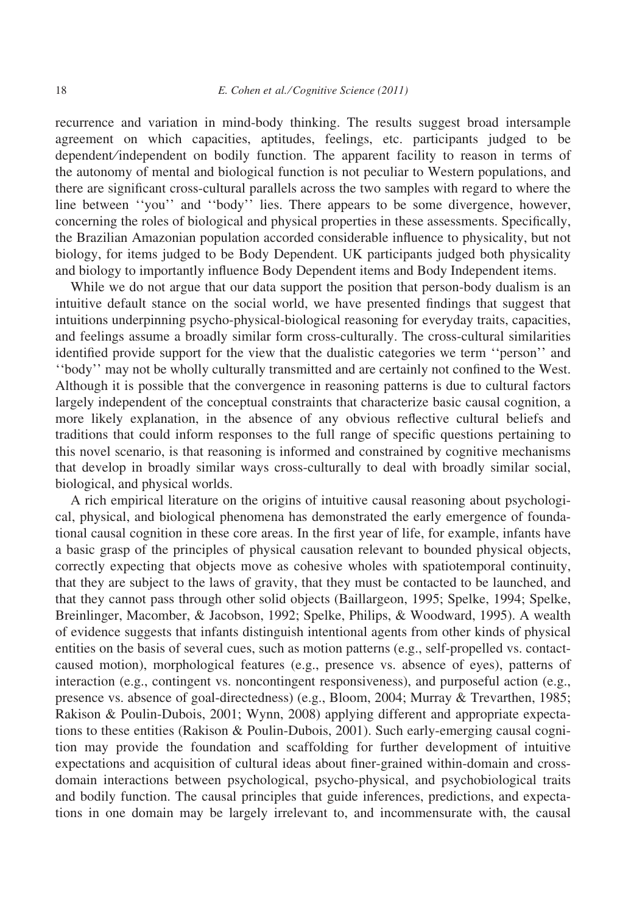recurrence and variation in mind-body thinking. The results suggest broad intersample agreement on which capacities, aptitudes, feelings, etc. participants judged to be dependent/independent on bodily function. The apparent facility to reason in terms of the autonomy of mental and biological function is not peculiar to Western populations, and there are significant cross-cultural parallels across the two samples with regard to where the line between ''you'' and ''body'' lies. There appears to be some divergence, however, concerning the roles of biological and physical properties in these assessments. Specifically, the Brazilian Amazonian population accorded considerable influence to physicality, but not biology, for items judged to be Body Dependent. UK participants judged both physicality and biology to importantly influence Body Dependent items and Body Independent items.

While we do not argue that our data support the position that person-body dualism is an intuitive default stance on the social world, we have presented findings that suggest that intuitions underpinning psycho-physical-biological reasoning for everyday traits, capacities, and feelings assume a broadly similar form cross-culturally. The cross-cultural similarities identified provide support for the view that the dualistic categories we term ''person'' and ''body'' may not be wholly culturally transmitted and are certainly not confined to the West. Although it is possible that the convergence in reasoning patterns is due to cultural factors largely independent of the conceptual constraints that characterize basic causal cognition, a more likely explanation, in the absence of any obvious reflective cultural beliefs and traditions that could inform responses to the full range of specific questions pertaining to this novel scenario, is that reasoning is informed and constrained by cognitive mechanisms that develop in broadly similar ways cross-culturally to deal with broadly similar social, biological, and physical worlds.

A rich empirical literature on the origins of intuitive causal reasoning about psychological, physical, and biological phenomena has demonstrated the early emergence of foundational causal cognition in these core areas. In the first year of life, for example, infants have a basic grasp of the principles of physical causation relevant to bounded physical objects, correctly expecting that objects move as cohesive wholes with spatiotemporal continuity, that they are subject to the laws of gravity, that they must be contacted to be launched, and that they cannot pass through other solid objects (Baillargeon, 1995; Spelke, 1994; Spelke, Breinlinger, Macomber, & Jacobson, 1992; Spelke, Philips, & Woodward, 1995). A wealth of evidence suggests that infants distinguish intentional agents from other kinds of physical entities on the basis of several cues, such as motion patterns (e.g., self-propelled vs. contact-caused motion), morphological features (e.g., presence vs. absence of eyes), patterns of interaction (e.g., contingent vs. noncontingent responsiveness), and purposeful action (e.g., presence vs. absence of goal-directedness) (e.g., Bloom, 2004; Murray & Trevarthen, 1985; Rakison & Poulin-Dubois, 2001; Wynn, 2008) applying different and appropriate expectations to these entities (Rakison & Poulin-Dubois, 2001). Such early-emerging causal cognition may provide the foundation and scaffolding for further development of intuitive expectations and acquisition of cultural ideas about finer-grained within-domain and cross-domain interactions between psychological, psycho-physical, and psychobiological traits and bodily function. The causal principles that guide inferences, predictions, and expectations in one domain may be largely irrelevant to, and incommensurate with, the causal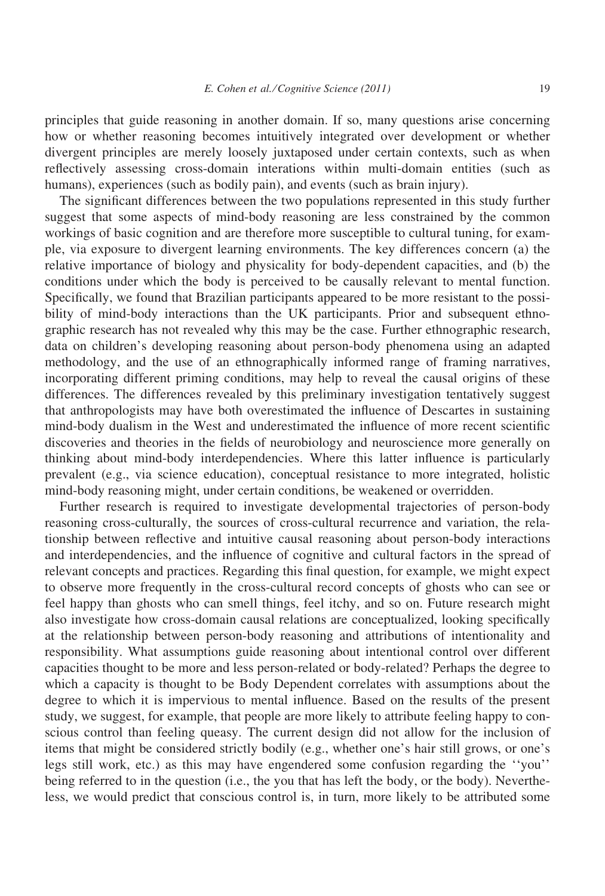principles that guide reasoning in another domain. If so, many questions arise concerning how or whether reasoning becomes intuitively integrated over development or whether divergent principles are merely loosely juxtaposed under certain contexts, such as when reflectively assessing cross-domain interations within multi-domain entities (such as humans), experiences (such as bodily pain), and events (such as brain injury).

The significant differences between the two populations represented in this study further suggest that some aspects of mind-body reasoning are less constrained by the common workings of basic cognition and are therefore more susceptible to cultural tuning, for example, via exposure to divergent learning environments. The key differences concern (a) the relative importance of biology and physicality for body-dependent capacities, and (b) the conditions under which the body is perceived to be causally relevant to mental function. Specifically, we found that Brazilian participants appeared to be more resistant to the possibility of mind-body interactions than the UK participants. Prior and subsequent ethnographic research has not revealed why this may be the case. Further ethnographic research, data on children's developing reasoning about person-body phenomena using an adapted methodology, and the use of an ethnographically informed range of framing narratives, incorporating different priming conditions, may help to reveal the causal origins of these differences. The differences revealed by this preliminary investigation tentatively suggest that anthropologists may have both overestimated the influence of Descartes in sustaining mind-body dualism in the West and underestimated the influence of more recent scientific discoveries and theories in the fields of neurobiology and neuroscience more generally on thinking about mind-body interdependencies. Where this latter influence is particularly prevalent (e.g., via science education), conceptual resistance to more integrated, holistic mind-body reasoning might, under certain conditions, be weakened or overridden.

Further research is required to investigate developmental trajectories of person-body reasoning cross-culturally, the sources of cross-cultural recurrence and variation, the relationship between reflective and intuitive causal reasoning about person-body interactions and interdependencies, and the influence of cognitive and cultural factors in the spread of relevant concepts and practices. Regarding this final question, for example, we might expect to observe more frequently in the cross-cultural record concepts of ghosts who can see or feel happy than ghosts who can smell things, feel itchy, and so on. Future research might also investigate how cross-domain causal relations are conceptualized, looking specifically at the relationship between person-body reasoning and attributions of intentionality and responsibility. What assumptions guide reasoning about intentional control over different capacities thought to be more and less person-related or body-related? Perhaps the degree to which a capacity is thought to be Body Dependent correlates with assumptions about the degree to which it is impervious to mental influence. Based on the results of the present study, we suggest, for example, that people are more likely to attribute feeling happy to conscious control than feeling queasy. The current design did not allow for the inclusion of items that might be considered strictly bodily (e.g., whether one's hair still grows, or one's legs still work, etc.) as this may have engendered some confusion regarding the ''you'' being referred to in the question (i.e., the you that has left the body, or the body). Nevertheless, we would predict that conscious control is, in turn, more likely to be attributed some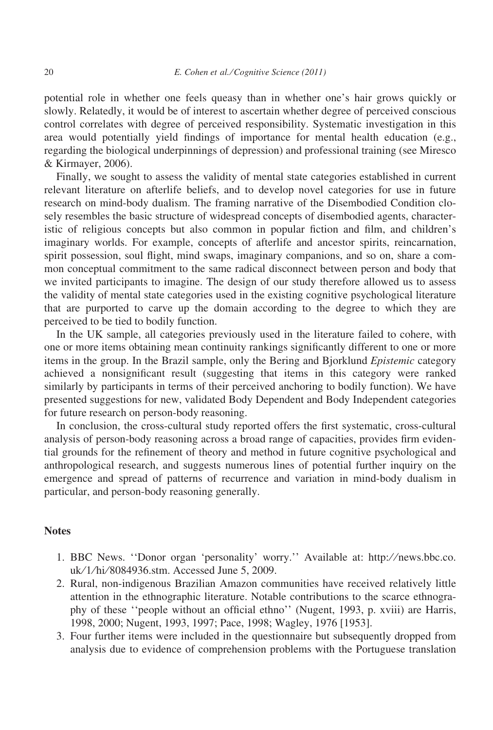potential role in whether one feels queasy than in whether one's hair grows quickly or slowly. Relatedly, it would be of interest to ascertain whether degree of perceived conscious control correlates with degree of perceived responsibility. Systematic investigation in this area would potentially yield findings of importance for mental health education (e.g., regarding the biological underpinnings of depression) and professional training (see Miresco & Kirmayer, 2006).

Finally, we sought to assess the validity of mental state categories established in current relevant literature on afterlife beliefs, and to develop novel categories for use in future research on mind-body dualism. The framing narrative of the Disembodied Condition closely resembles the basic structure of widespread concepts of disembodied agents, characteristic of religious concepts but also common in popular fiction and film, and children's imaginary worlds. For example, concepts of afterlife and ancestor spirits, reincarnation, spirit possession, soul flight, mind swaps, imaginary companions, and so on, share a common conceptual commitment to the same radical disconnect between person and body that we invited participants to imagine. The design of our study therefore allowed us to assess the validity of mental state categories used in the existing cognitive psychological literature that are purported to carve up the domain according to the degree to which they are perceived to be tied to bodily function.

In the UK sample, all categories previously used in the literature failed to cohere, with one or more items obtaining mean continuity rankings significantly different to one or more items in the group. In the Brazil sample, only the Bering and Bjorklund *Epistemic* category achieved a nonsignificant result (suggesting that items in this category were ranked similarly by participants in terms of their perceived anchoring to bodily function). We have presented suggestions for new, validated Body Dependent and Body Independent categories for future research on person-body reasoning.

In conclusion, the cross-cultural study reported offers the first systematic, cross-cultural analysis of person-body reasoning across a broad range of capacities, provides firm evidential grounds for the refinement of theory and method in future cognitive psychological and anthropological research, and suggests numerous lines of potential further inquiry on the emergence and spread of patterns of recurrence and variation in mind-body dualism in particular, and person-body reasoning generally.

## Notes

1. BBC News. ''Donor organ 'personality' worry.'' Available at: http://news.bbc.co.uk/1/hi/8084936.stm. Accessed June 5, 2009.
2. Rural, non-indigenous Brazilian Amazon communities have received relatively little attention in the ethnographic literature. Notable contributions to the scarce ethnography of these ''people without an official ethno'' (Nugent, 1993, p. xviii) are Harris, 1998, 2000; Nugent, 1993, 1997; Pace, 1998; Wagley, 1976 [1953].
3. Four further items were included in the questionnaire but subsequently dropped from analysis due to evidence of comprehension problems with the Portuguese translation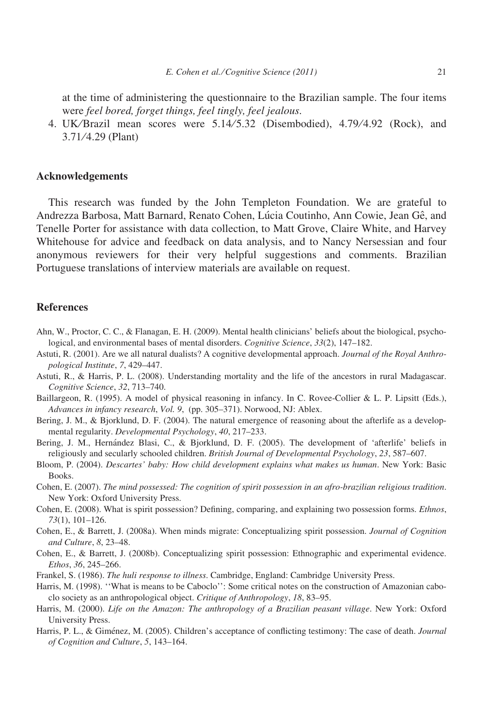at the time of administering the questionnaire to the Brazilian sample. The four items were *feel bored, forget things, feel tingly, feel jealous*.

4. UK/Brazil mean scores were 5.14/5.32 (Disembodied), 4.79/4.92 (Rock), and 3.71/4.29 (Plant)

## Acknowledgements

This research was funded by the John Templeton Foundation. We are grateful to Andrezza Barbosa, Matt Barnard, Renato Cohen, Lúcia Coutinho, Ann Cowie, Jean Gê, and Tenelle Porter for assistance with data collection, to Matt Grove, Claire White, and Harvey Whitehouse for advice and feedback on data analysis, and to Nancy Nersessian and four anonymous reviewers for their very helpful suggestions and comments. Brazilian Portuguese translations of interview materials are available on request.

## References

Ahn, W., Proctor, C. C., & Flanagan, E. H. (2009). Mental health clinicians' beliefs about the biological, psychological, and environmental bases of mental disorders. *Cognitive Science*, *33*(2), 147–182.

Astuti, R. (2001). Are we all natural dualists? A cognitive developmental approach. *Journal of the Royal Anthropological Institute*, *7*, 429–447.

Astuti, R., & Harris, P. L. (2008). Understanding mortality and the life of the ancestors in rural Madagascar. *Cognitive Science*, *32*, 713–740.

Baillargeon, R. (1995). A model of physical reasoning in infancy. In C. Rovee-Collier & L. P. Lipsitt (Eds.), *Advances in infancy research*, *Vol. 9*, (pp. 305–371). Norwood, NJ: Ablex.

Bering, J. M., & Bjorklund, D. F. (2004). The natural emergence of reasoning about the afterlife as a developmental regularity. *Developmental Psychology*, *40*, 217–233.

Bering, J. M., Hernández Blasi, C., & Bjorklund, D. F. (2005). The development of 'afterlife' beliefs in religiously and secularly schooled children. *British Journal of Developmental Psychology*, *23*, 587–607.

Bloom, P. (2004). *Descartes' baby: How child development explains what makes us human*. New York: Basic Books.

Cohen, E. (2007). *The mind possessed: The cognition of spirit possession in an afro-brazilian religious tradition*. New York: Oxford University Press.

Cohen, E. (2008). What is spirit possession? Defining, comparing, and explaining two possession forms. *Ethnos*, *73*(1), 101–126.

Cohen, E., & Barrett, J. (2008a). When minds migrate: Conceptualizing spirit possession. *Journal of Cognition and Culture*, *8*, 23–48.

Cohen, E., & Barrett, J. (2008b). Conceptualizing spirit possession: Ethnographic and experimental evidence. *Ethos*, *36*, 245–266.

Frankel, S. (1986). *The huli response to illness*. Cambridge, England: Cambridge University Press.

Harris, M. (1998). ''What is means to be Caboclo'': Some critical notes on the construction of Amazonian caboclo society as an anthropological object. *Critique of Anthropology*, *18*, 83–95.

Harris, M. (2000). *Life on the Amazon: The anthropology of a Brazilian peasant village*. New York: Oxford University Press.

Harris, P. L., & Giménez, M. (2005). Children's acceptance of conflicting testimony: The case of death. *Journal of Cognition and Culture*, *5*, 143–164.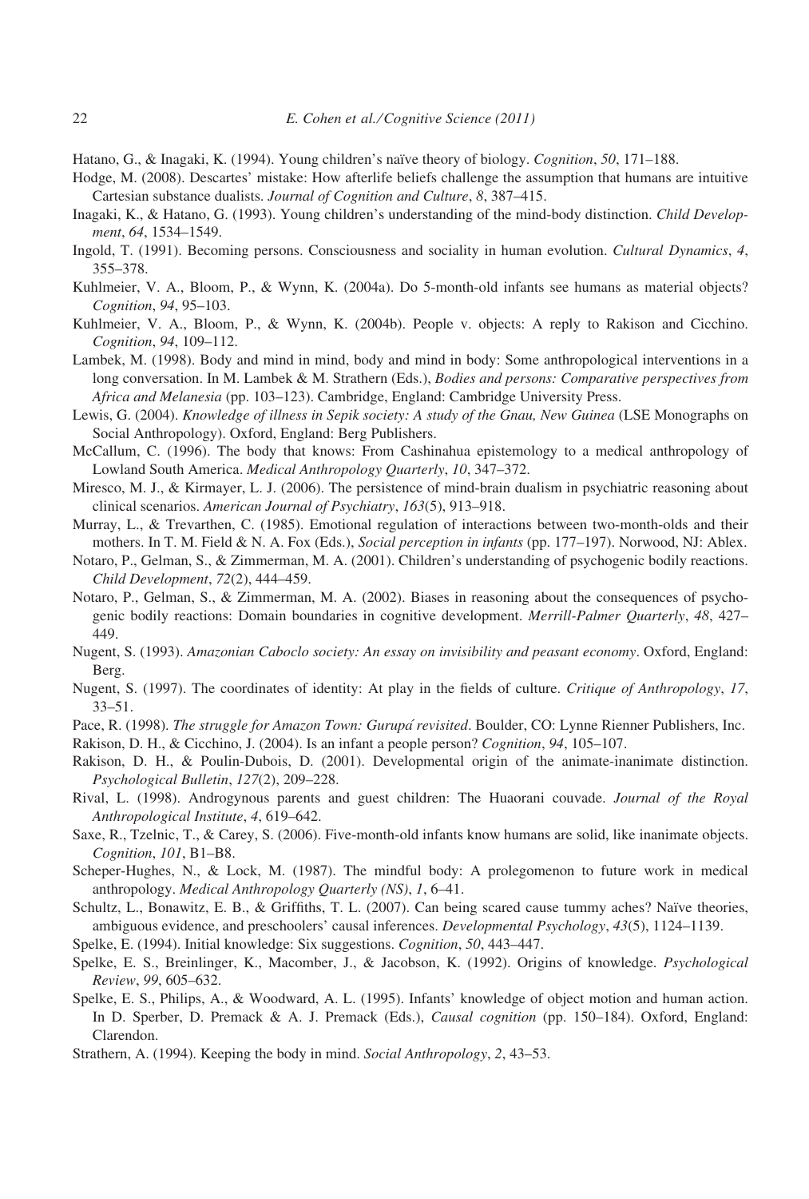Hatano, G., & Inagaki, K. (1994). Young children's naïve theory of biology. *Cognition*, *50*, 171–188.

Hodge, M. (2008). Descartes' mistake: How afterlife beliefs challenge the assumption that humans are intuitive Cartesian substance dualists. *Journal of Cognition and Culture*, *8*, 387–415.

Inagaki, K., & Hatano, G. (1993). Young children's understanding of the mind-body distinction. *Child Development*, *64*, 1534–1549.

Ingold, T. (1991). Becoming persons. Consciousness and sociality in human evolution. *Cultural Dynamics*, *4*, 355–378.

Kuhlmeier, V. A., Bloom, P., & Wynn, K. (2004a). Do 5-month-old infants see humans as material objects? *Cognition*, *94*, 95–103.

Kuhlmeier, V. A., Bloom, P., & Wynn, K. (2004b). People v. objects: A reply to Rakison and Cicchino. *Cognition*, *94*, 109–112.

Lambek, M. (1998). Body and mind in mind, body and mind in body: Some anthropological interventions in a long conversation. In M. Lambek & M. Strathern (Eds.), *Bodies and persons: Comparative perspectives from Africa and Melanesia* (pp. 103–123). Cambridge, England: Cambridge University Press.

Lewis, G. (2004). *Knowledge of illness in Sepik society: A study of the Gnau, New Guinea* (LSE Monographs on Social Anthropology). Oxford, England: Berg Publishers.

McCallum, C. (1996). The body that knows: From Cashinahua epistemology to a medical anthropology of Lowland South America. *Medical Anthropology Quarterly*, *10*, 347–372.

Miresco, M. J., & Kirmayer, L. J. (2006). The persistence of mind-brain dualism in psychiatric reasoning about clinical scenarios. *American Journal of Psychiatry*, *163*(5), 913–918.

Murray, L., & Trevarthen, C. (1985). Emotional regulation of interactions between two-month-olds and their mothers. In T. M. Field & N. A. Fox (Eds.), *Social perception in infants* (pp. 177–197). Norwood, NJ: Ablex.

Notaro, P., Gelman, S., & Zimmerman, M. A. (2001). Children's understanding of psychogenic bodily reactions. *Child Development*, *72*(2), 444–459.

Notaro, P., Gelman, S., & Zimmerman, M. A. (2002). Biases in reasoning about the consequences of psychogenic bodily reactions: Domain boundaries in cognitive development. *Merrill-Palmer Quarterly*, *48*, 427–449.

Nugent, S. (1993). *Amazonian Caboclo society: An essay on invisibility and peasant economy*. Oxford, England: Berg.

Nugent, S. (1997). The coordinates of identity: At play in the fields of culture. *Critique of Anthropology*, *17*, 33–51.

Pace, R. (1998). *The struggle for Amazon Town: Gurupá revisited*. Boulder, CO: Lynne Rienner Publishers, Inc.

Rakison, D. H., & Cicchino, J. (2004). Is an infant a people person? *Cognition*, *94*, 105–107.

Rakison, D. H., & Poulin-Dubois, D. (2001). Developmental origin of the animate-inanimate distinction. *Psychological Bulletin*, *127*(2), 209–228.

Rival, L. (1998). Androgynous parents and guest children: The Huaorani couvade. *Journal of the Royal Anthropological Institute*, *4*, 619–642.

Saxe, R., Tzelnic, T., & Carey, S. (2006). Five-month-old infants know humans are solid, like inanimate objects. *Cognition*, *101*, B1–B8.

Scheper-Hughes, N., & Lock, M. (1987). The mindful body: A prolegomenon to future work in medical anthropology. *Medical Anthropology Quarterly (NS)*, *1*, 6–41.

Schultz, L., Bonawitz, E. B., & Griffiths, T. L. (2007). Can being scared cause tummy aches? Naïve theories, ambiguous evidence, and preschoolers' causal inferences. *Developmental Psychology*, *43*(5), 1124–1139.

Spelke, E. (1994). Initial knowledge: Six suggestions. *Cognition*, *50*, 443–447.

Spelke, E. S., Breinlinger, K., Macomber, J., & Jacobson, K. (1992). Origins of knowledge. *Psychological Review*, *99*, 605–632.

Spelke, E. S., Philips, A., & Woodward, A. L. (1995). Infants' knowledge of object motion and human action. In D. Sperber, D. Premack & A. J. Premack (Eds.), *Causal cognition* (pp. 150–184). Oxford, England: Clarendon.

Strathern, A. (1994). Keeping the body in mind. *Social Anthropology*, *2*, 43–53.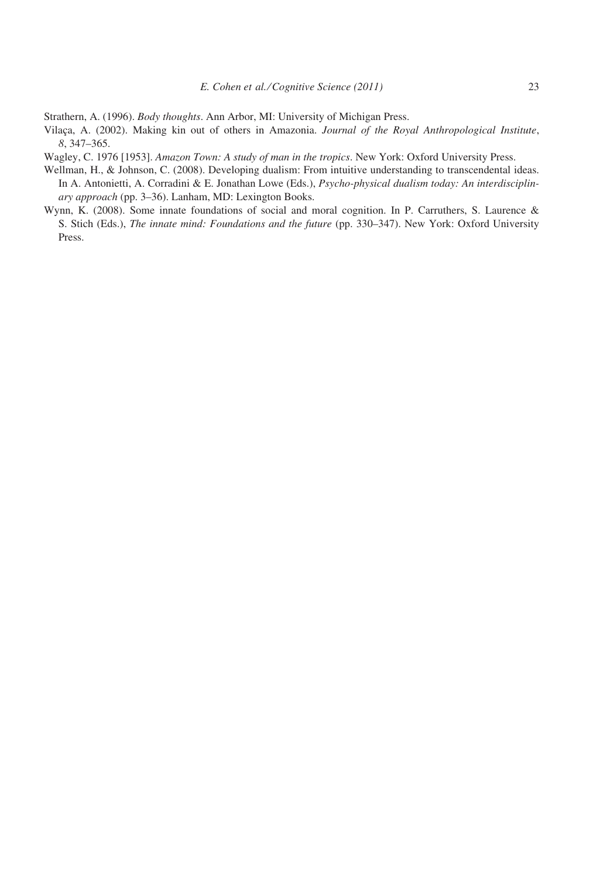Strathern, A. (1996). *Body thoughts*. Ann Arbor, MI: University of Michigan Press.

Vilaça, A. (2002). Making kin out of others in Amazonia. *Journal of the Royal Anthropological Institute*, *8*, 347–365.

Wagley, C. 1976 [1953]. *Amazon Town: A study of man in the tropics*. New York: Oxford University Press.

Wellman, H., & Johnson, C. (2008). Developing dualism: From intuitive understanding to transcendental ideas. In A. Antonietti, A. Corradini & E. Jonathan Lowe (Eds.), *Psycho-physical dualism today: An interdisciplinary approach* (pp. 3–36). Lanham, MD: Lexington Books.

Wynn, K. (2008). Some innate foundations of social and moral cognition. In P. Carruthers, S. Laurence & S. Stich (Eds.), *The innate mind: Foundations and the future* (pp. 330–347). New York: Oxford University Press.